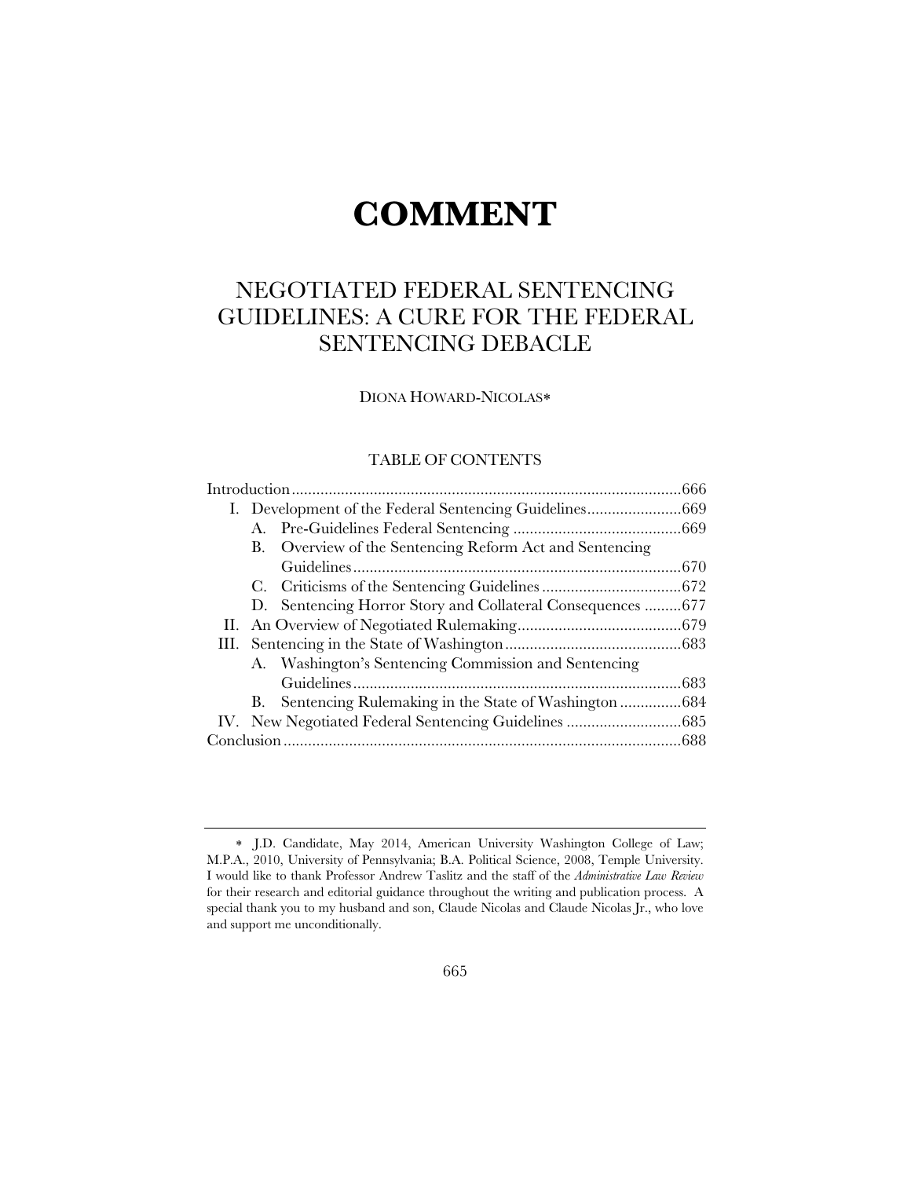# COMMENT

## NEGOTIATED FEDERAL SENTENCING GUIDELINES: A CURE FOR THE FEDERAL SENTENCING DEBACLE

DIONA HOWARD-NICOLAS*

### TABLE OF CONTENTS

Introduction ........................................................................................ 666

I. Development of the Federal Sentencing Guidelines ....................... 669
   - A. Pre-Guidelines Federal Sentencing ......................................... 669
   - B. Overview of the Sentencing Reform Act and Sentencing Guidelines ................................................................................ 670
   - C. Criticisms of the Sentencing Guidelines .................................. 672
   - D. Sentencing Horror Story and Collateral Consequences ......... 677

II. An Overview of Negotiated Rulemaking ........................................ 679

III. Sentencing in the State of Washington ........................................... 683
   - A. Washington's Sentencing Commission and Sentencing Guidelines ................................................................................ 683
   - B. Sentencing Rulemaking in the State of Washington ............... 684

IV. New Negotiated Federal Sentencing Guidelines ............................ 685

Conclusion ........................................................................................... 688

---

* J.D. Candidate, May 2014, American University Washington College of Law; M.P.A., 2010, University of Pennsylvania; B.A. Political Science, 2008, Temple University. I would like to thank Professor Andrew Taslitz and the staff of the *Administrative Law Review* for their research and editorial guidance throughout the writing and publication process. A special thank you to my husband and son, Claude Nicolas and Claude Nicolas Jr., who love and support me unconditionally.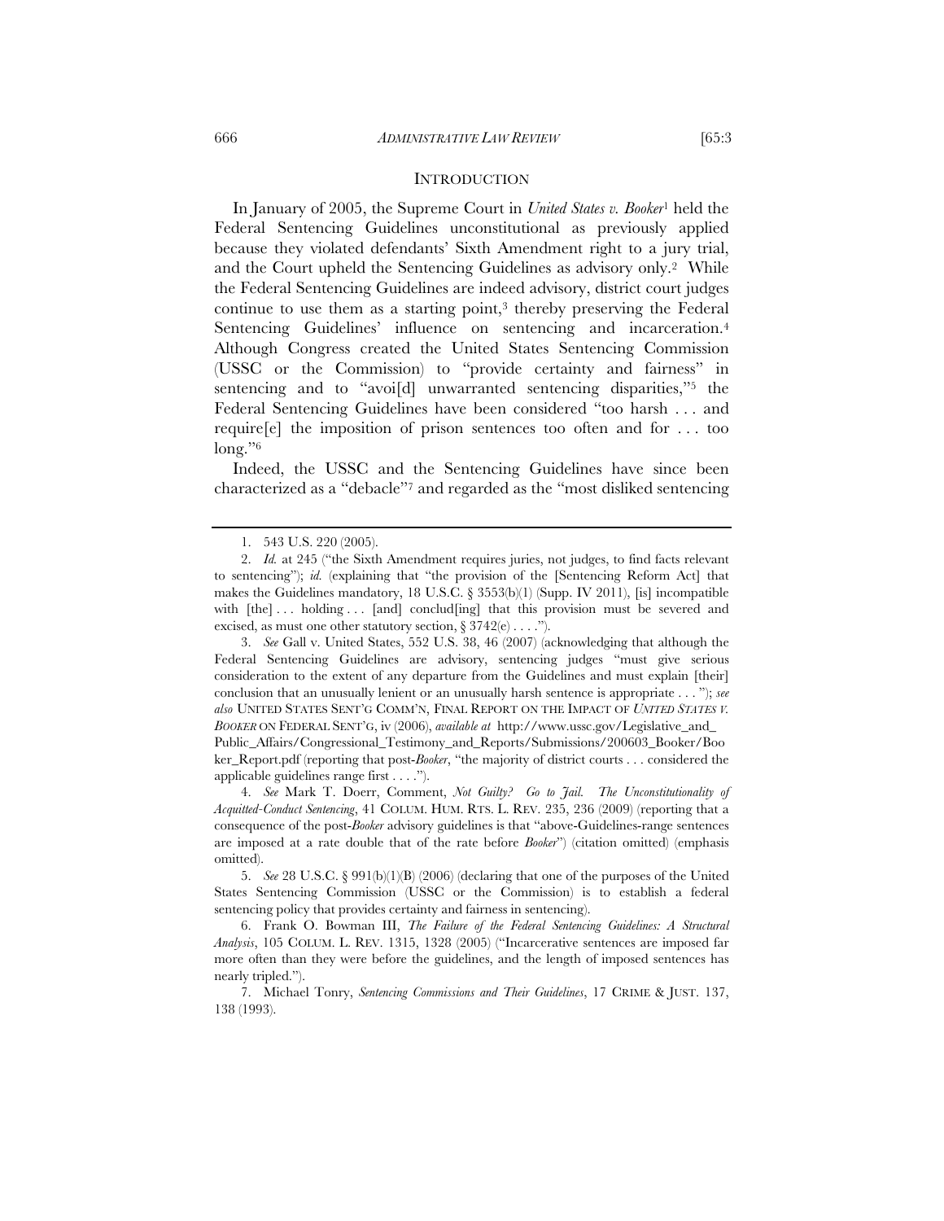## INTRODUCTION

In January of 2005, the Supreme Court in *United States v. Booker*[1] held the Federal Sentencing Guidelines unconstitutional as previously applied because they violated defendants' Sixth Amendment right to a jury trial, and the Court upheld the Sentencing Guidelines as advisory only.[2] While the Federal Sentencing Guidelines are indeed advisory, district court judges continue to use them as a starting point,[3] thereby preserving the Federal Sentencing Guidelines' influence on sentencing and incarceration.[4] Although Congress created the United States Sentencing Commission (USSC or the Commission) to "provide certainty and fairness" in sentencing and to "avoi[d] unwarranted sentencing disparities,"[5] the Federal Sentencing Guidelines have been considered "too harsh . . . and require[e] the imposition of prison sentences too often and for . . . too long."[6]

Indeed, the USSC and the Sentencing Guidelines have since been characterized as a "debacle"[7] and regarded as the "most disliked sentencing

---

1. 543 U.S. 220 (2005).

2. *Id.* at 245 ("the Sixth Amendment requires juries, not judges, to find facts relevant to sentencing"); *id.* (explaining that "the provision of the [Sentencing Reform Act] that makes the Guidelines mandatory, 18 U.S.C. § 3553(b)(1) (Supp. IV 2011), [is] incompatible with [the] . . . holding . . . [and] conclud[ing] that this provision must be severed and excised, as must one other statutory section, § 3742(e) . . . .").

3. *See* Gall v. United States, 552 U.S. 38, 46 (2007) (acknowledging that although the Federal Sentencing Guidelines are advisory, sentencing judges "must give serious consideration to the extent of any departure from the Guidelines and must explain [their] conclusion that an unusually lenient or an unusually harsh sentence is appropriate . . . "); *see also* UNITED STATES SENT'G COMM'N, FINAL REPORT ON THE IMPACT OF *UNITED STATES V. BOOKER* ON FEDERAL SENT'G, iv (2006), *available at* http://www.ussc.gov/Legislative_and_Public_Affairs/Congressional_Testimony_and_Reports/Submissions/200603_Booker/Booker_Report.pdf (reporting that post-*Booker*, "the majority of district courts . . . considered the applicable guidelines range first . . . .").

4. *See* Mark T. Doerr, Comment, *Not Guilty? Go to Jail. The Unconstitutionality of Acquitted-Conduct Sentencing*, 41 COLUM. HUM. RTS. L. REV. 235, 236 (2009) (reporting that a consequence of the post-*Booker* advisory guidelines is that "above-Guidelines-range sentences are imposed at a rate double that of the rate before *Booker*") (citation omitted) (emphasis omitted).

5. *See* 28 U.S.C. § 991(b)(1)(B) (2006) (declaring that one of the purposes of the United States Sentencing Commission (USSC or the Commission) is to establish a federal sentencing policy that provides certainty and fairness in sentencing).

6. Frank O. Bowman III, *The Failure of the Federal Sentencing Guidelines: A Structural Analysis*, 105 COLUM. L. REV. 1315, 1328 (2005) ("Incarcerative sentences are imposed far more often than they were before the guidelines, and the length of imposed sentences has nearly tripled.").

7. Michael Tonry, *Sentencing Commissions and Their Guidelines*, 17 CRIME & JUST. 137, 138 (1993).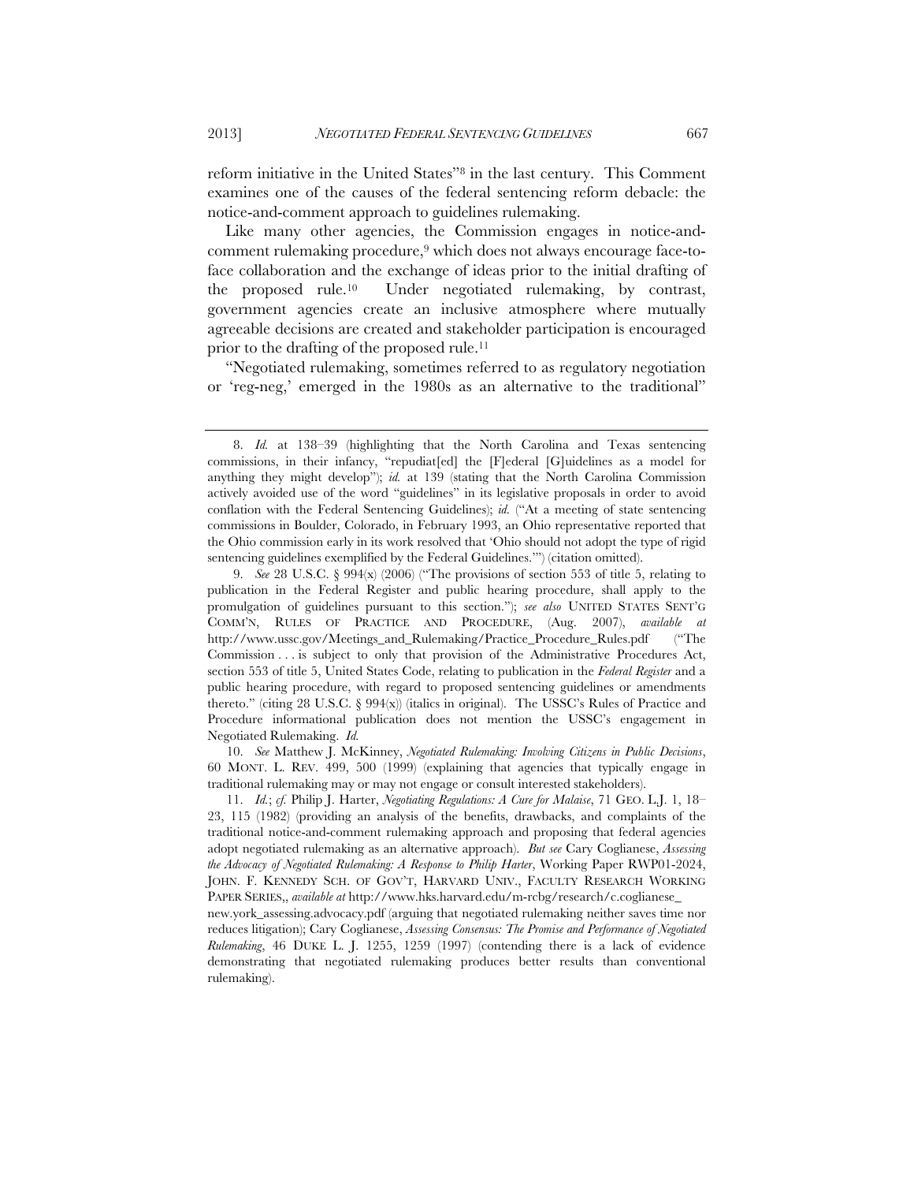reform initiative in the United States"[8] in the last century. This Comment examines one of the causes of the federal sentencing reform debacle: the notice-and-comment approach to guidelines rulemaking.

Like many other agencies, the Commission engages in notice-and-comment rulemaking procedure,[9] which does not always encourage face-to-face collaboration and the exchange of ideas prior to the initial drafting of the proposed rule.[10] Under negotiated rulemaking, by contrast, government agencies create an inclusive atmosphere where mutually agreeable decisions are created and stakeholder participation is encouraged prior to the drafting of the proposed rule.[11]

"Negotiated rulemaking, sometimes referred to as regulatory negotiation or 'reg-neg,' emerged in the 1980s as an alternative to the traditional"

---

8. *Id.* at 138–39 (highlighting that the North Carolina and Texas sentencing commissions, in their infancy, "repudiat[ed] the [F]ederal [G]uidelines as a model for anything they might develop"); *id.* at 139 (stating that the North Carolina Commission actively avoided use of the word "guidelines" in its legislative proposals in order to avoid conflation with the Federal Sentencing Guidelines); *id.* ("At a meeting of state sentencing commissions in Boulder, Colorado, in February 1993, an Ohio representative reported that the Ohio commission early in its work resolved that 'Ohio should not adopt the type of rigid sentencing guidelines exemplified by the Federal Guidelines.'") (citation omitted).

9. *See* 28 U.S.C. § 994(x) (2006) ("The provisions of section 553 of title 5, relating to publication in the Federal Register and public hearing procedure, shall apply to the promulgation of guidelines pursuant to this section."); *see also* UNITED STATES SENT'G COMM'N, RULES OF PRACTICE AND PROCEDURE, (Aug. 2007), *available at* http://www.ussc.gov/Meetings_and_Rulemaking/Practice_Procedure_Rules.pdf ("The Commission . . . is subject to only that provision of the Administrative Procedures Act, section 553 of title 5, United States Code, relating to publication in the *Federal Register* and a public hearing procedure, with regard to proposed sentencing guidelines or amendments thereto." (citing 28 U.S.C. § 994(x)) (italics in original). The USSC's Rules of Practice and Procedure informational publication does not mention the USSC's engagement in Negotiated Rulemaking. *Id.*

10. *See* Matthew J. McKinney, *Negotiated Rulemaking: Involving Citizens in Public Decisions*, 60 MONT. L. REV. 499, 500 (1999) (explaining that agencies that typically engage in traditional rulemaking may or may not engage or consult interested stakeholders).

11. *Id.*; *cf.* Philip J. Harter, *Negotiating Regulations: A Cure for Malaise*, 71 GEO. L.J. 1, 18–23, 115 (1982) (providing an analysis of the benefits, drawbacks, and complaints of the traditional notice-and-comment rulemaking approach and proposing that federal agencies adopt negotiated rulemaking as an alternative approach). *But see* Cary Coglianese, *Assessing the Advocacy of Negotiated Rulemaking: A Response to Philip Harter*, Working Paper RWP01-2024, JOHN. F. KENNEDY SCH. OF GOV'T, HARVARD UNIV., FACULTY RESEARCH WORKING PAPER SERIES,, *available at* http://www.hks.harvard.edu/m-rcbg/research/c.coglianese_new.york_assessing.advocacy.pdf (arguing that negotiated rulemaking neither saves time nor reduces litigation); Cary Coglianese, *Assessing Consensus: The Promise and Performance of Negotiated Rulemaking*, 46 DUKE L. J. 1255, 1259 (1997) (contending there is a lack of evidence demonstrating that negotiated rulemaking produces better results than conventional rulemaking).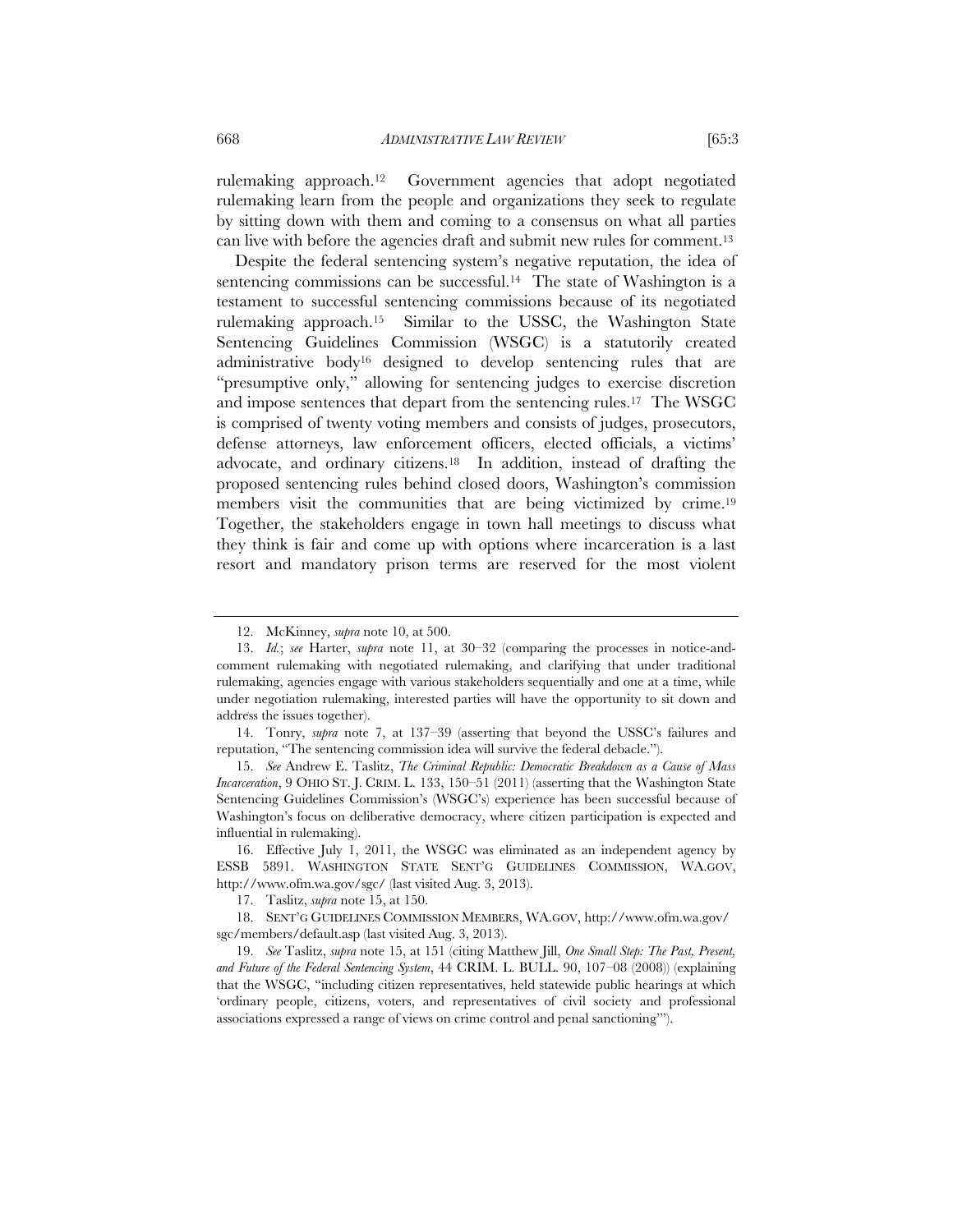rulemaking approach.[12] Government agencies that adopt negotiated rulemaking learn from the people and organizations they seek to regulate by sitting down with them and coming to a consensus on what all parties can live with before the agencies draft and submit new rules for comment.[13]

Despite the federal sentencing system's negative reputation, the idea of sentencing commissions can be successful.[14] The state of Washington is a testament to successful sentencing commissions because of its negotiated rulemaking approach.[15] Similar to the USSC, the Washington State Sentencing Guidelines Commission (WSGC) is a statutorily created administrative body[16] designed to develop sentencing rules that are "presumptive only," allowing for sentencing judges to exercise discretion and impose sentences that depart from the sentencing rules.[17] The WSGC is comprised of twenty voting members and consists of judges, prosecutors, defense attorneys, law enforcement officers, elected officials, a victims' advocate, and ordinary citizens.[18] In addition, instead of drafting the proposed sentencing rules behind closed doors, Washington's commission members visit the communities that are being victimized by crime.[19] Together, the stakeholders engage in town hall meetings to discuss what they think is fair and come up with options where incarceration is a last resort and mandatory prison terms are reserved for the most violent

---

12. McKinney, *supra* note 10, at 500.

13. *Id.*; *see* Harter, *supra* note 11, at 30–32 (comparing the processes in notice-and-comment rulemaking with negotiated rulemaking, and clarifying that under traditional rulemaking, agencies engage with various stakeholders sequentially and one at a time, while under negotiation rulemaking, interested parties will have the opportunity to sit down and address the issues together).

14. Tonry, *supra* note 7, at 137–39 (asserting that beyond the USSC's failures and reputation, "The sentencing commission idea will survive the federal debacle.").

15. *See* Andrew E. Taslitz, *The Criminal Republic: Democratic Breakdown as a Cause of Mass Incarceration*, 9 OHIO ST. J. CRIM. L. 133, 150–51 (2011) (asserting that the Washington State Sentencing Guidelines Commission's (WSGC's) experience has been successful because of Washington's focus on deliberative democracy, where citizen participation is expected and influential in rulemaking).

16. Effective July 1, 2011, the WSGC was eliminated as an independent agency by ESSB 5891. WASHINGTON STATE SENT'G GUIDELINES COMMISSION, WA.GOV, http://www.ofm.wa.gov/sgc/ (last visited Aug. 3, 2013).

17. Taslitz, *supra* note 15, at 150.

18. SENT'G GUIDELINES COMMISSION MEMBERS, WA.GOV, http://www.ofm.wa.gov/sgc/members/default.asp (last visited Aug. 3, 2013).

19. *See* Taslitz, *supra* note 15, at 151 (citing Matthew Jill, *One Small Step: The Past, Present, and Future of the Federal Sentencing System*, 44 CRIM. L. BULL. 90, 107–08 (2008)) (explaining that the WSGC, "including citizen representatives, held statewide public hearings at which 'ordinary people, citizens, voters, and representatives of civil society and professional associations expressed a range of views on crime control and penal sanctioning'").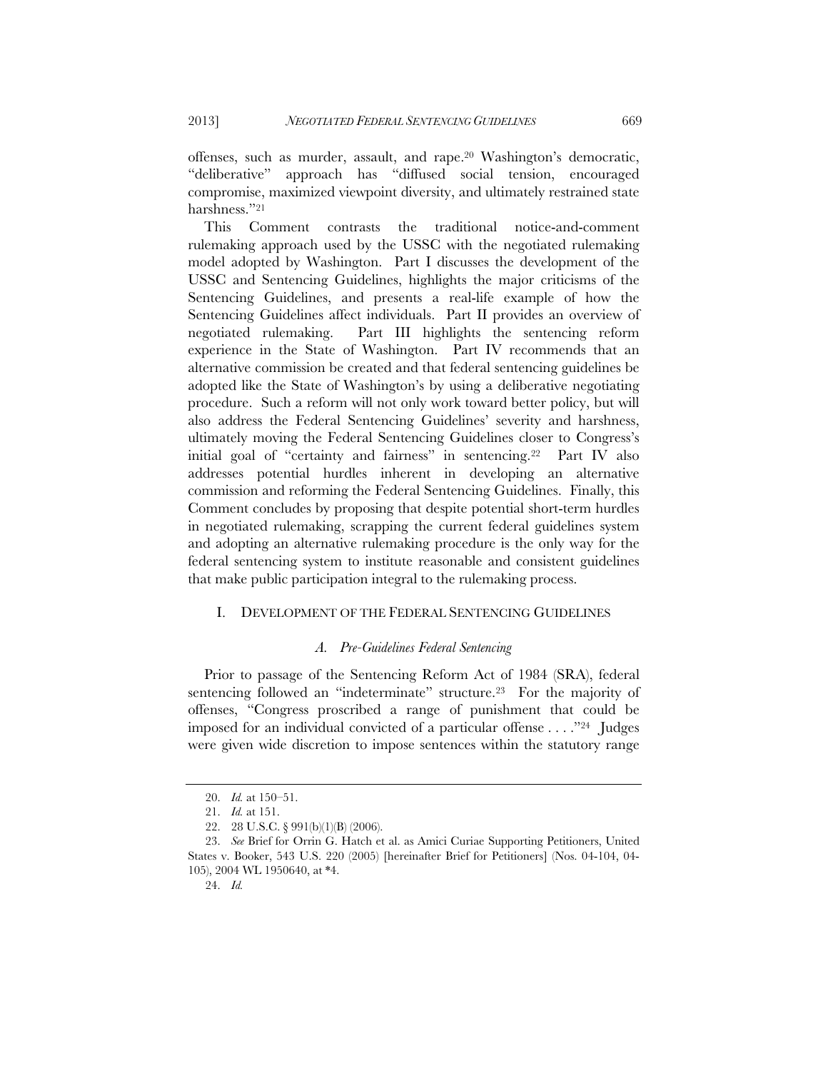offenses, such as murder, assault, and rape.[20] Washington's democratic, "deliberative" approach has "diffused social tension, encouraged compromise, maximized viewpoint diversity, and ultimately restrained state harshness."[21]

This Comment contrasts the traditional notice-and-comment rulemaking approach used by the USSC with the negotiated rulemaking model adopted by Washington. Part I discusses the development of the USSC and Sentencing Guidelines, highlights the major criticisms of the Sentencing Guidelines, and presents a real-life example of how the Sentencing Guidelines affect individuals. Part II provides an overview of negotiated rulemaking. Part III highlights the sentencing reform experience in the State of Washington. Part IV recommends that an alternative commission be created and that federal sentencing guidelines be adopted like the State of Washington's by using a deliberative negotiating procedure. Such a reform will not only work toward better policy, but will also address the Federal Sentencing Guidelines' severity and harshness, ultimately moving the Federal Sentencing Guidelines closer to Congress's initial goal of "certainty and fairness" in sentencing.[22] Part IV also addresses potential hurdles inherent in developing an alternative commission and reforming the Federal Sentencing Guidelines. Finally, this Comment concludes by proposing that despite potential short-term hurdles in negotiated rulemaking, scrapping the current federal guidelines system and adopting an alternative rulemaking procedure is the only way for the federal sentencing system to institute reasonable and consistent guidelines that make public participation integral to the rulemaking process.

## I. DEVELOPMENT OF THE FEDERAL SENTENCING GUIDELINES

### *A. Pre-Guidelines Federal Sentencing*

Prior to passage of the Sentencing Reform Act of 1984 (SRA), federal sentencing followed an "indeterminate" structure.[23] For the majority of offenses, "Congress proscribed a range of punishment that could be imposed for an individual convicted of a particular offense . . . ."[24] Judges were given wide discretion to impose sentences within the statutory range

---

20. *Id.* at 150–51.

21. *Id.* at 151.

22. 28 U.S.C. § 991(b)(1)(B) (2006).

23. *See* Brief for Orrin G. Hatch et al. as Amici Curiae Supporting Petitioners, United States v. Booker, 543 U.S. 220 (2005) [hereinafter Brief for Petitioners] (Nos. 04-104, 04-105), 2004 WL 1950640, at *4.

24. *Id.*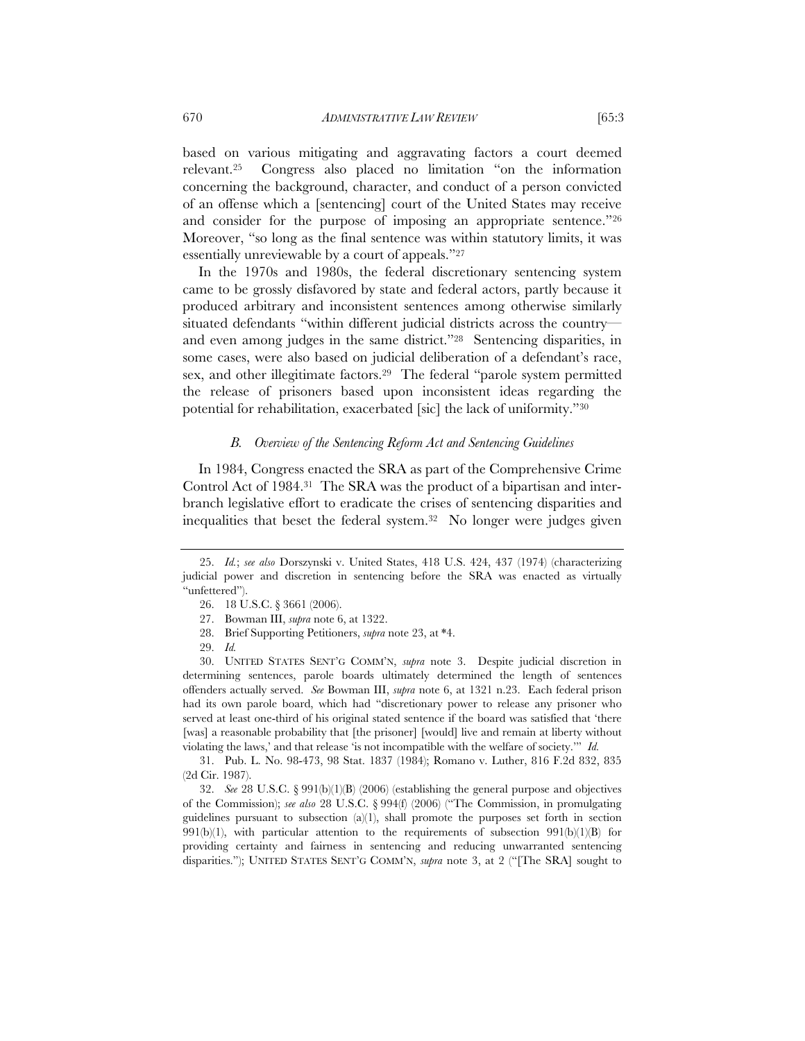based on various mitigating and aggravating factors a court deemed relevant.[25] Congress also placed no limitation "on the information concerning the background, character, and conduct of a person convicted of an offense which a [sentencing] court of the United States may receive and consider for the purpose of imposing an appropriate sentence."[26] Moreover, "so long as the final sentence was within statutory limits, it was essentially unreviewable by a court of appeals."[27]

In the 1970s and 1980s, the federal discretionary sentencing system came to be grossly disfavored by state and federal actors, partly because it produced arbitrary and inconsistent sentences among otherwise similarly situated defendants "within different judicial districts across the country—and even among judges in the same district."[28] Sentencing disparities, in some cases, were also based on judicial deliberation of a defendant's race, sex, and other illegitimate factors.[29] The federal "parole system permitted the release of prisoners based upon inconsistent ideas regarding the potential for rehabilitation, exacerbated [sic] the lack of uniformity."[30]

### *B. Overview of the Sentencing Reform Act and Sentencing Guidelines*

In 1984, Congress enacted the SRA as part of the Comprehensive Crime Control Act of 1984.[31] The SRA was the product of a bipartisan and inter-branch legislative effort to eradicate the crises of sentencing disparities and inequalities that beset the federal system.[32] No longer were judges given

---

25. *Id.*; *see also* Dorszynski v. United States, 418 U.S. 424, 437 (1974) (characterizing judicial power and discretion in sentencing before the SRA was enacted as virtually "unfettered").

26. 18 U.S.C. § 3661 (2006).

27. Bowman III, *supra* note 6, at 1322.

28. Brief Supporting Petitioners, *supra* note 23, at *4.

29. *Id.*

30. UNITED STATES SENT'G COMM'N, *supra* note 3. Despite judicial discretion in determining sentences, parole boards ultimately determined the length of sentences offenders actually served. *See* Bowman III, *supra* note 6, at 1321 n.23. Each federal prison had its own parole board, which had "discretionary power to release any prisoner who served at least one-third of his original stated sentence if the board was satisfied that 'there [was] a reasonable probability that [the prisoner] [would] live and remain at liberty without violating the laws,' and that release 'is not incompatible with the welfare of society.'" *Id.*

31. Pub. L. No. 98-473, 98 Stat. 1837 (1984); Romano v. Luther, 816 F.2d 832, 835 (2d Cir. 1987).

32. *See* 28 U.S.C. § 991(b)(1)(B) (2006) (establishing the general purpose and objectives of the Commission); *see also* 28 U.S.C. § 994(f) (2006) ("The Commission, in promulgating guidelines pursuant to subsection (a)(1), shall promote the purposes set forth in section 991(b)(1), with particular attention to the requirements of subsection 991(b)(1)(B) for providing certainty and fairness in sentencing and reducing unwarranted sentencing disparities."); UNITED STATES SENT'G COMM'N, *supra* note 3, at 2 ("[The SRA] sought to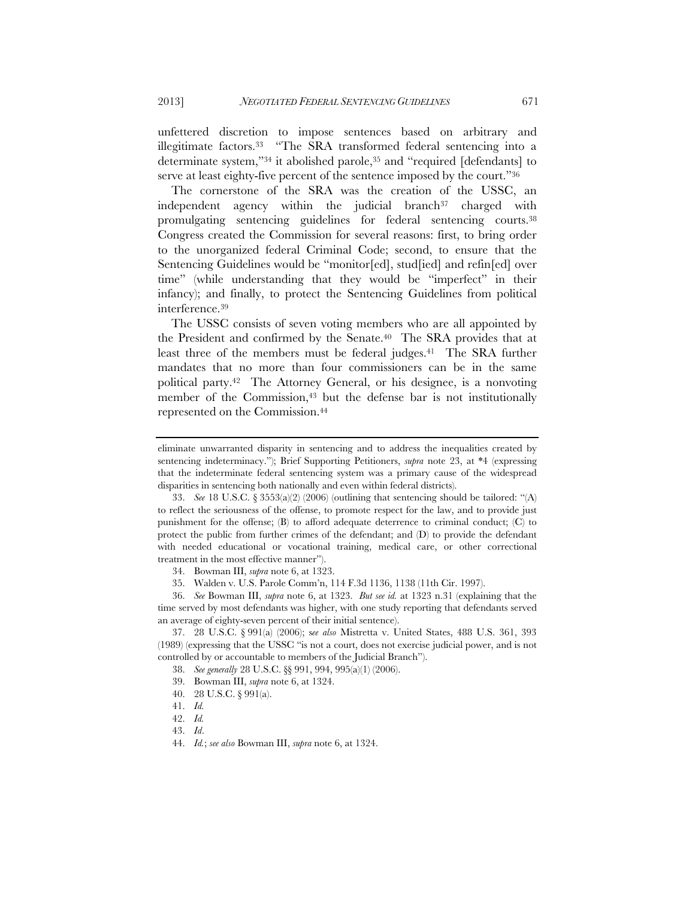unfettered discretion to impose sentences based on arbitrary and illegitimate factors.[33] "The SRA transformed federal sentencing into a determinate system,"[34] it abolished parole,[35] and "required [defendants] to serve at least eighty-five percent of the sentence imposed by the court."[36]

The cornerstone of the SRA was the creation of the USSC, an independent agency within the judicial branch[37] charged with promulgating sentencing guidelines for federal sentencing courts.[38] Congress created the Commission for several reasons: first, to bring order to the unorganized federal Criminal Code; second, to ensure that the Sentencing Guidelines would be "monitor[ed], stud[ied] and refin[ed] over time" (while understanding that they would be "imperfect" in their infancy); and finally, to protect the Sentencing Guidelines from political interference.[39]

The USSC consists of seven voting members who are all appointed by the President and confirmed by the Senate.[40] The SRA provides that at least three of the members must be federal judges.[41] The SRA further mandates that no more than four commissioners can be in the same political party.[42] The Attorney General, or his designee, is a nonvoting member of the Commission,[43] but the defense bar is not institutionally represented on the Commission.[44]

---

eliminate unwarranted disparity in sentencing and to address the inequalities created by sentencing indeterminacy."); Brief Supporting Petitioners, *supra* note 23, at *4 (expressing that the indeterminate federal sentencing system was a primary cause of the widespread disparities in sentencing both nationally and even within federal districts).

33. *See* 18 U.S.C. § 3553(a)(2) (2006) (outlining that sentencing should be tailored: "(A) to reflect the seriousness of the offense, to promote respect for the law, and to provide just punishment for the offense; (B) to afford adequate deterrence to criminal conduct; (C) to protect the public from further crimes of the defendant; and (D) to provide the defendant with needed educational or vocational training, medical care, or other correctional treatment in the most effective manner").

34. Bowman III, *supra* note 6, at 1323.

35. Walden v. U.S. Parole Comm'n, 114 F.3d 1136, 1138 (11th Cir. 1997).

36. *See* Bowman III, *supra* note 6, at 1323. *But see id.* at 1323 n.31 (explaining that the time served by most defendants was higher, with one study reporting that defendants served an average of eighty-seven percent of their initial sentence).

37. 28 U.S.C. § 991(a) (2006); *see also* Mistretta v. United States, 488 U.S. 361, 393 (1989) (expressing that the USSC "is not a court, does not exercise judicial power, and is not controlled by or accountable to members of the Judicial Branch").

38. *See generally* 28 U.S.C. §§ 991, 994, 995(a)(1) (2006).

39. Bowman III, *supra* note 6, at 1324.

40. 28 U.S.C. § 991(a).

41. *Id.*

42. *Id.*

43. *Id*.

44. *Id.*; *see also* Bowman III, *supra* note 6, at 1324.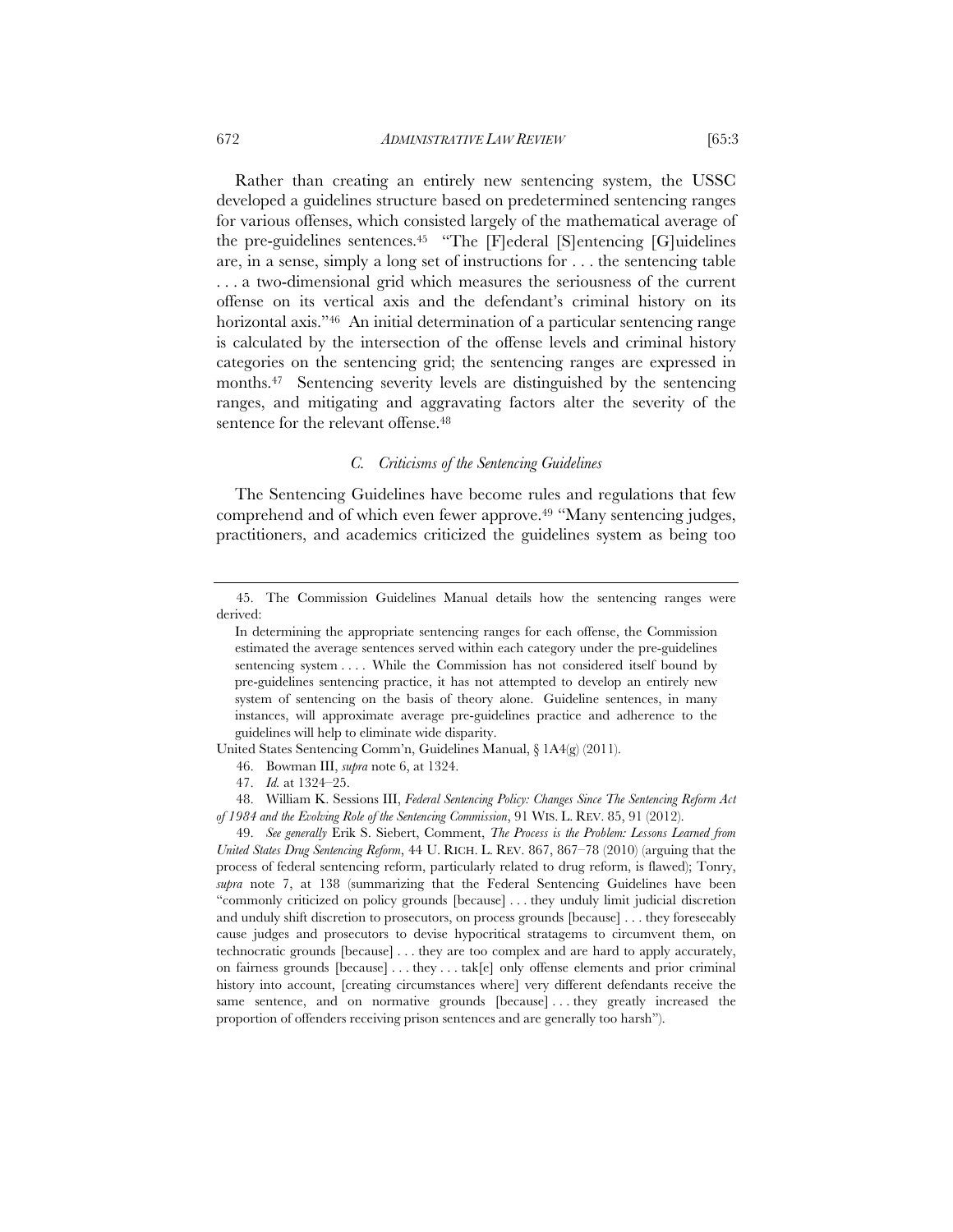Rather than creating an entirely new sentencing system, the USSC developed a guidelines structure based on predetermined sentencing ranges for various offenses, which consisted largely of the mathematical average of the pre-guidelines sentences.[45] "The [F]ederal [S]entencing [G]uidelines are, in a sense, simply a long set of instructions for . . . the sentencing table . . . a two-dimensional grid which measures the seriousness of the current offense on its vertical axis and the defendant's criminal history on its horizontal axis."[46] An initial determination of a particular sentencing range is calculated by the intersection of the offense levels and criminal history categories on the sentencing grid; the sentencing ranges are expressed in months.[47] Sentencing severity levels are distinguished by the sentencing ranges, and mitigating and aggravating factors alter the severity of the sentence for the relevant offense.[48]

### *C. Criticisms of the Sentencing Guidelines*

The Sentencing Guidelines have become rules and regulations that few comprehend and of which even fewer approve.[49] "Many sentencing judges, practitioners, and academics criticized the guidelines system as being too

---

45. The Commission Guidelines Manual details how the sentencing ranges were derived:

> In determining the appropriate sentencing ranges for each offense, the Commission estimated the average sentences served within each category under the pre-guidelines sentencing system . . . . While the Commission has not considered itself bound by pre-guidelines sentencing practice, it has not attempted to develop an entirely new system of sentencing on the basis of theory alone. Guideline sentences, in many instances, will approximate average pre-guidelines practice and adherence to the guidelines will help to eliminate wide disparity.

United States Sentencing Comm'n, Guidelines Manual, § 1A4(g) (2011).

46. Bowman III, *supra* note 6, at 1324.

47. *Id.* at 1324–25.

48. William K. Sessions III, *Federal Sentencing Policy: Changes Since The Sentencing Reform Act of 1984 and the Evolving Role of the Sentencing Commission*, 91 WIS. L. REV. 85, 91 (2012).

49. *See generally* Erik S. Siebert, Comment, *The Process is the Problem: Lessons Learned from United States Drug Sentencing Reform*, 44 U. RICH. L. REV. 867, 867–78 (2010) (arguing that the process of federal sentencing reform, particularly related to drug reform, is flawed); Tonry, *supra* note 7, at 138 (summarizing that the Federal Sentencing Guidelines have been "commonly criticized on policy grounds [because] . . . they unduly limit judicial discretion and unduly shift discretion to prosecutors, on process grounds [because] . . . they foreseeably cause judges and prosecutors to devise hypocritical stratagems to circumvent them, on technocratic grounds [because] . . . they are too complex and are hard to apply accurately, on fairness grounds [because] . . . they . . . tak[e] only offense elements and prior criminal history into account, [creating circumstances where] very different defendants receive the same sentence, and on normative grounds [because] . . . they greatly increased the proportion of offenders receiving prison sentences and are generally too harsh").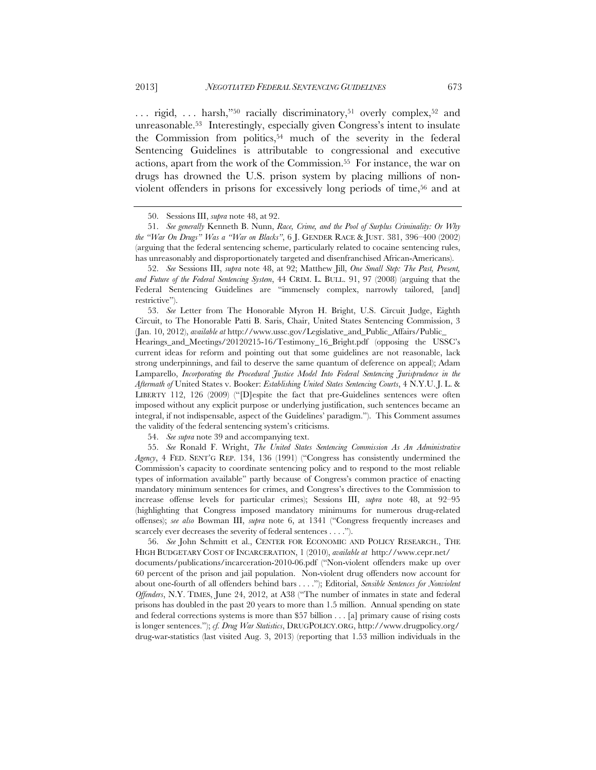. . . rigid, . . . harsh,"[50] racially discriminatory,[51] overly complex,[52] and unreasonable.[53] Interestingly, especially given Congress's intent to insulate the Commission from politics,[54] much of the severity in the federal Sentencing Guidelines is attributable to congressional and executive actions, apart from the work of the Commission.[55] For instance, the war on drugs has drowned the U.S. prison system by placing millions of non-violent offenders in prisons for excessively long periods of time,[56] and at

---

50. Sessions III, *supra* note 48, at 92.

51. *See generally* Kenneth B. Nunn, *Race, Crime, and the Pool of Surplus Criminality: Or Why the "War On Drugs" Was a "War on Blacks"*, 6 J. GENDER RACE & JUST. 381, 396–400 (2002) (arguing that the federal sentencing scheme, particularly related to cocaine sentencing rules, has unreasonably and disproportionately targeted and disenfranchised African-Americans).

52. *See* Sessions III, *supra* note 48, at 92; Matthew Jill, *One Small Step: The Past, Present, and Future of the Federal Sentencing System*, 44 CRIM. L. BULL. 91, 97 (2008) (arguing that the Federal Sentencing Guidelines are "immensely complex, narrowly tailored, [and] restrictive").

53. *See* Letter from The Honorable Myron H. Bright, U.S. Circuit Judge, Eighth Circuit, to The Honorable Patti B. Saris, Chair, United States Sentencing Commission, 3 (Jan. 10, 2012), *available at* http://www.ussc.gov/Legislative_and_Public_Affairs/Public_Hearings_and_Meetings/20120215-16/Testimony_16_Bright.pdf (opposing the USSC's current ideas for reform and pointing out that some guidelines are not reasonable, lack strong underpinnings, and fail to deserve the same quantum of deference on appeal); Adam Lamparello, *Incorporating the Procedural Justice Model Into Federal Sentencing Jurisprudence in the Aftermath of* United States v. Booker: *Establishing United States Sentencing Courts*, 4 N.Y.U. J. L. & LIBERTY 112, 126 (2009) ("[D]espite the fact that pre-Guidelines sentences were often imposed without any explicit purpose or underlying justification, such sentences became an integral, if not indispensable, aspect of the Guidelines' paradigm."). This Comment assumes the validity of the federal sentencing system's criticisms.

54. *See supra* note 39 and accompanying text.

55. *See* Ronald F. Wright, *The United States Sentencing Commission As An Administrative Agency*, 4 FED. SENT'G REP. 134, 136 (1991) ("Congress has consistently undermined the Commission's capacity to coordinate sentencing policy and to respond to the most reliable types of information available" partly because of Congress's common practice of enacting mandatory minimum sentences for crimes, and Congress's directives to the Commission to increase offense levels for particular crimes); Sessions III, *supra* note 48, at 92–95 (highlighting that Congress imposed mandatory minimums for numerous drug-related offenses); *see also* Bowman III, *supra* note 6, at 1341 ("Congress frequently increases and scarcely ever decreases the severity of federal sentences . . . .").

56. *See* John Schmitt et al., CENTER FOR ECONOMIC AND POLICY RESEARCH., THE HIGH BUDGETARY COST OF INCARCERATION, 1 (2010), *available at* http://www.cepr.net/documents/publications/incarceration-2010-06.pdf ("Non-violent offenders make up over 60 percent of the prison and jail population. Non-violent drug offenders now account for about one-fourth of all offenders behind bars . . . ."); Editorial, *Sensible Sentences for Nonviolent Offenders*, N.Y. TIMES, June 24, 2012, at A38 ("The number of inmates in state and federal prisons has doubled in the past 20 years to more than 1.5 million. Annual spending on state and federal corrections systems is more than $57 billion . . . [a] primary cause of rising costs is longer sentences."); *cf. Drug War Statistics*, DRUGPOLICY.ORG, http://www.drugpolicy.org/drug-war-statistics (last visited Aug. 3, 2013) (reporting that 1.53 million individuals in the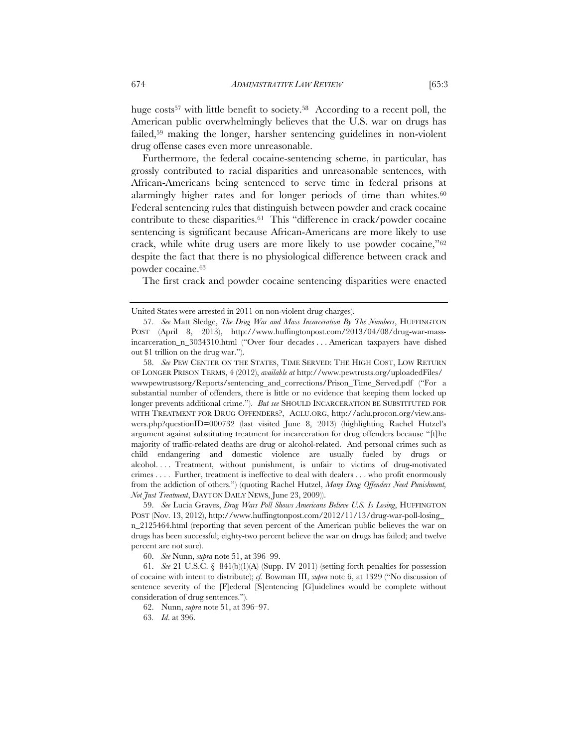huge costs[57] with little benefit to society.[58] According to a recent poll, the American public overwhelmingly believes that the U.S. war on drugs has failed,[59] making the longer, harsher sentencing guidelines in non-violent drug offense cases even more unreasonable.

Furthermore, the federal cocaine-sentencing scheme, in particular, has grossly contributed to racial disparities and unreasonable sentences, with African-Americans being sentenced to serve time in federal prisons at alarmingly higher rates and for longer periods of time than whites.[60] Federal sentencing rules that distinguish between powder and crack cocaine contribute to these disparities.[61] This "difference in crack/powder cocaine sentencing is significant because African-Americans are more likely to use crack, while white drug users are more likely to use powder cocaine,"[62] despite the fact that there is no physiological difference between crack and powder cocaine.[63]

The first crack and powder cocaine sentencing disparities were enacted

---

United States were arrested in 2011 on non-violent drug charges).

57. *See* Matt Sledge, *The Drug War and Mass Incarceration By The Numbers*, HUFFINGTON POST (April 8, 2013), http://www.huffingtonpost.com/2013/04/08/drug-war-mass-incarceration_n_3034310.html ("Over four decades . . . American taxpayers have dished out $1 trillion on the drug war.").

58. *See* PEW CENTER ON THE STATES, TIME SERVED: THE HIGH COST, LOW RETURN OF LONGER PRISON TERMS, 4 (2012), *available at* http://www.pewtrusts.org/uploadedFiles/wwwpewtrustsorg/Reports/sentencing_and_corrections/Prison_Time_Served.pdf ("For a substantial number of offenders, there is little or no evidence that keeping them locked up longer prevents additional crime."). *But see* SHOULD INCARCERATION BE SUBSTITUTED FOR WITH TREATMENT FOR DRUG OFFENDERS?, ACLU.ORG, http://aclu.procon.org/view.answers.php?questionID=000732 (last visited June 8, 2013) (highlighting Rachel Hutzel's argument against substituting treatment for incarceration for drug offenders because "[t]he majority of traffic-related deaths are drug or alcohol-related. And personal crimes such as child endangering and domestic violence are usually fueled by drugs or alcohol. . . . Treatment, without punishment, is unfair to victims of drug-motivated crimes . . . . Further, treatment is ineffective to deal with dealers . . . who profit enormously from the addiction of others.") (quoting Rachel Hutzel, *Many Drug Offenders Need Punishment, Not Just Treatment*, DAYTON DAILY NEWS, June 23, 2009)).

59. *See* Lucia Graves, *Drug Wars Poll Shows Americans Believe U.S. Is Losing*, HUFFINGTON POST (Nov. 13, 2012), http://www.huffingtonpost.com/2012/11/13/drug-war-poll-losing_n_2125464.html (reporting that seven percent of the American public believes the war on drugs has been successful; eighty-two percent believe the war on drugs has failed; and twelve percent are not sure).

60. *See* Nunn, *supra* note 51, at 396–99.

61. *See* 21 U.S.C. § 841(b)(1)(A) (Supp. IV 2011) (setting forth penalties for possession of cocaine with intent to distribute); *cf.* Bowman III, *supra* note 6, at 1329 ("No discussion of sentence severity of the [F]ederal [S]entencing [G]uidelines would be complete without consideration of drug sentences.").

62. Nunn, *supra* note 51, at 396–97.

63. *Id.* at 396.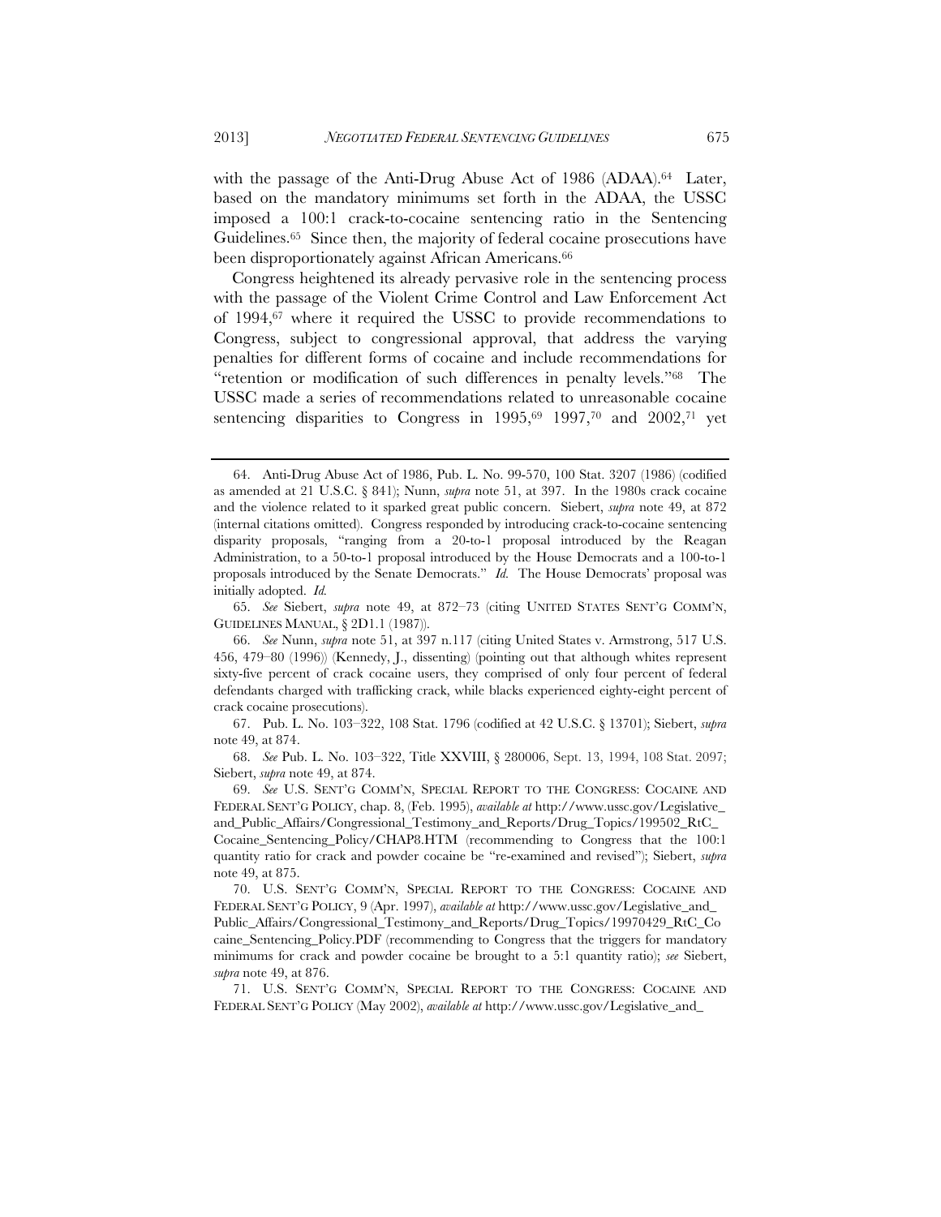with the passage of the Anti-Drug Abuse Act of 1986 (ADAA).[64] Later, based on the mandatory minimums set forth in the ADAA, the USSC imposed a 100:1 crack-to-cocaine sentencing ratio in the Sentencing Guidelines.[65] Since then, the majority of federal cocaine prosecutions have been disproportionately against African Americans.[66]

Congress heightened its already pervasive role in the sentencing process with the passage of the Violent Crime Control and Law Enforcement Act of 1994,[67] where it required the USSC to provide recommendations to Congress, subject to congressional approval, that address the varying penalties for different forms of cocaine and include recommendations for "retention or modification of such differences in penalty levels."[68] The USSC made a series of recommendations related to unreasonable cocaine sentencing disparities to Congress in 1995,[69] 1997,[70] and 2002,[71] yet

---

64. Anti-Drug Abuse Act of 1986, Pub. L. No. 99-570, 100 Stat. 3207 (1986) (codified as amended at 21 U.S.C. § 841); Nunn, *supra* note 51, at 397. In the 1980s crack cocaine and the violence related to it sparked great public concern. Siebert, *supra* note 49, at 872 (internal citations omitted). Congress responded by introducing crack-to-cocaine sentencing disparity proposals, "ranging from a 20-to-1 proposal introduced by the Reagan Administration, to a 50-to-1 proposal introduced by the House Democrats and a 100-to-1 proposals introduced by the Senate Democrats." *Id.* The House Democrats' proposal was initially adopted. *Id.*

65. *See* Siebert, *supra* note 49, at 872–73 (citing UNITED STATES SENT'G COMM'N, GUIDELINES MANUAL, § 2D1.1 (1987)).

66. *See* Nunn, *supra* note 51, at 397 n.117 (citing United States v. Armstrong, 517 U.S. 456, 479–80 (1996)) (Kennedy, J., dissenting) (pointing out that although whites represent sixty-five percent of crack cocaine users, they comprised of only four percent of federal defendants charged with trafficking crack, while blacks experienced eighty-eight percent of crack cocaine prosecutions).

67. Pub. L. No. 103–322, 108 Stat. 1796 (codified at 42 U.S.C. § 13701); Siebert, *supra* note 49, at 874.

68. *See* Pub. L. No. 103–322, Title XXVIII, § 280006, Sept. 13, 1994, 108 Stat. 2097; Siebert, *supra* note 49, at 874.

69. *See* U.S. SENT'G COMM'N, SPECIAL REPORT TO THE CONGRESS: COCAINE AND FEDERAL SENT'G POLICY, chap. 8, (Feb. 1995), *available at* http://www.ussc.gov/Legislative_and_Public_Affairs/Congressional_Testimony_and_Reports/Drug_Topics/199502_RtC_Cocaine_Sentencing_Policy/CHAP8.HTM (recommending to Congress that the 100:1 quantity ratio for crack and powder cocaine be "re-examined and revised"); Siebert, *supra* note 49, at 875.

70. U.S. SENT'G COMM'N, SPECIAL REPORT TO THE CONGRESS: COCAINE AND FEDERAL SENT'G POLICY, 9 (Apr. 1997), *available at* http://www.ussc.gov/Legislative_and_Public_Affairs/Congressional_Testimony_and_Reports/Drug_Topics/19970429_RtC_Cocaine_Sentencing_Policy.PDF (recommending to Congress that the triggers for mandatory minimums for crack and powder cocaine be brought to a 5:1 quantity ratio); *see* Siebert, *supra* note 49, at 876.

71. U.S. SENT'G COMM'N, SPECIAL REPORT TO THE CONGRESS: COCAINE AND FEDERAL SENT'G POLICY (May 2002), *available at* http://www.ussc.gov/Legislative_and_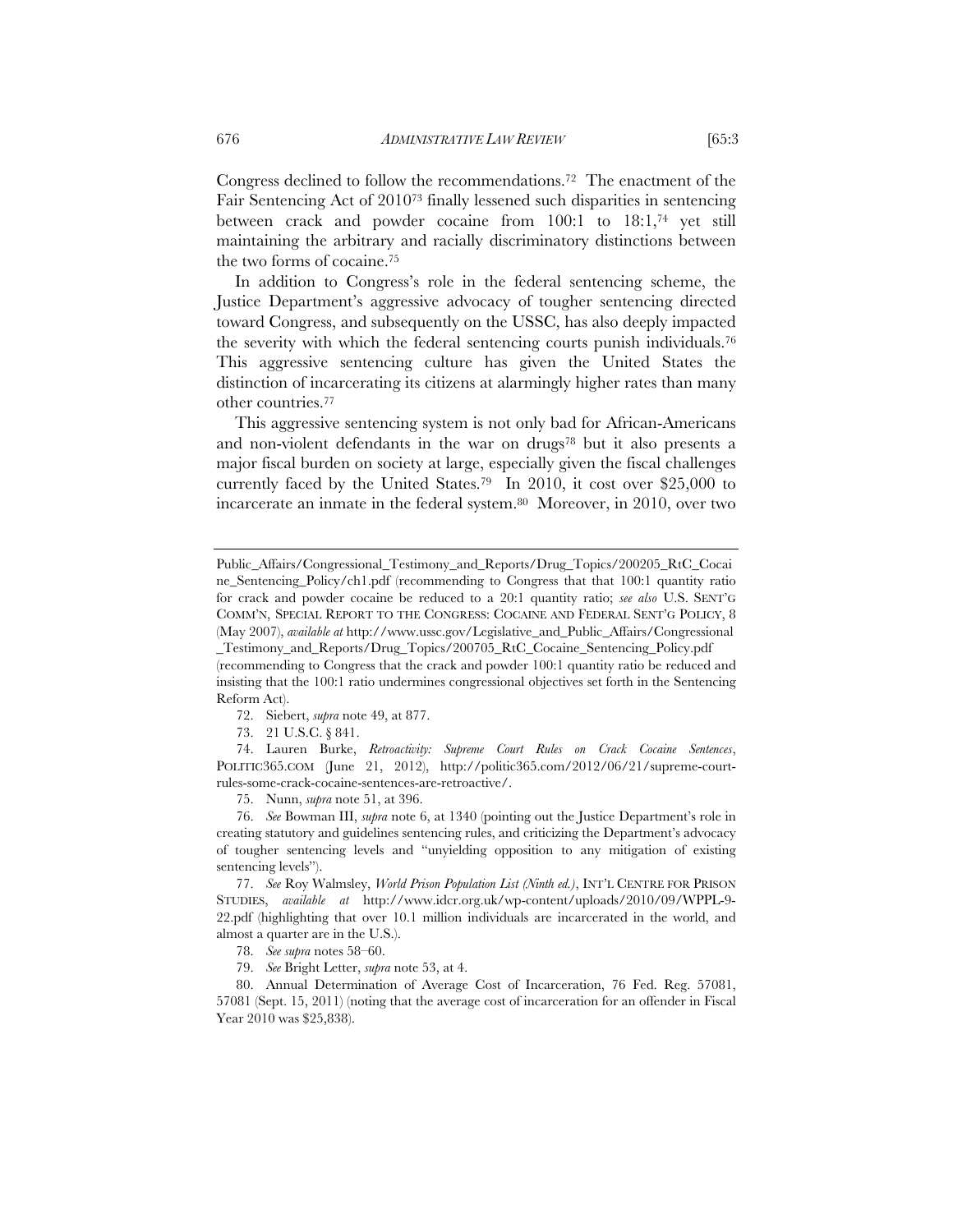Congress declined to follow the recommendations.[72] The enactment of the Fair Sentencing Act of 2010[73] finally lessened such disparities in sentencing between crack and powder cocaine from 100:1 to 18:1,[74] yet still maintaining the arbitrary and racially discriminatory distinctions between the two forms of cocaine.[75]

In addition to Congress's role in the federal sentencing scheme, the Justice Department's aggressive advocacy of tougher sentencing directed toward Congress, and subsequently on the USSC, has also deeply impacted the severity with which the federal sentencing courts punish individuals.[76] This aggressive sentencing culture has given the United States the distinction of incarcerating its citizens at alarmingly higher rates than many other countries.[77]

This aggressive sentencing system is not only bad for African-Americans and non-violent defendants in the war on drugs[78] but it also presents a major fiscal burden on society at large, especially given the fiscal challenges currently faced by the United States.[79] In 2010, it cost over $25,000 to incarcerate an inmate in the federal system.[80] Moreover, in 2010, over two

---

Public_Affairs/Congressional_Testimony_and_Reports/Drug_Topics/200205_RtC_Cocaine_Sentencing_Policy/ch1.pdf (recommending to Congress that that 100:1 quantity ratio for crack and powder cocaine be reduced to a 20:1 quantity ratio; *see also* U.S. SENT'G COMM'N, SPECIAL REPORT TO THE CONGRESS: COCAINE AND FEDERAL SENT'G POLICY, 8 (May 2007), *available at* http://www.ussc.gov/Legislative_and_Public_Affairs/Congressional_Testimony_and_Reports/Drug_Topics/200705_RtC_Cocaine_Sentencing_Policy.pdf (recommending to Congress that the crack and powder 100:1 quantity ratio be reduced and insisting that the 100:1 ratio undermines congressional objectives set forth in the Sentencing Reform Act).

72. Siebert, *supra* note 49, at 877.

73. 21 U.S.C. § 841.

74. Lauren Burke, *Retroactivity: Supreme Court Rules on Crack Cocaine Sentences*, POLITIC365.COM (June 21, 2012), http://politic365.com/2012/06/21/supreme-court-rules-some-crack-cocaine-sentences-are-retroactive/.

75. Nunn, *supra* note 51, at 396.

76. *See* Bowman III, *supra* note 6, at 1340 (pointing out the Justice Department's role in creating statutory and guidelines sentencing rules, and criticizing the Department's advocacy of tougher sentencing levels and "unyielding opposition to any mitigation of existing sentencing levels").

77. *See* Roy Walmsley, *World Prison Population List (Ninth ed.)*, INT'L CENTRE FOR PRISON STUDIES, *available at* http://www.idcr.org.uk/wp-content/uploads/2010/09/WPPL-9-22.pdf (highlighting that over 10.1 million individuals are incarcerated in the world, and almost a quarter are in the U.S.).

78. *See supra* notes 58–60.

79. *See* Bright Letter, *supra* note 53, at 4.

80. Annual Determination of Average Cost of Incarceration, 76 Fed. Reg. 57081, 57081 (Sept. 15, 2011) (noting that the average cost of incarceration for an offender in Fiscal Year 2010 was $25,838).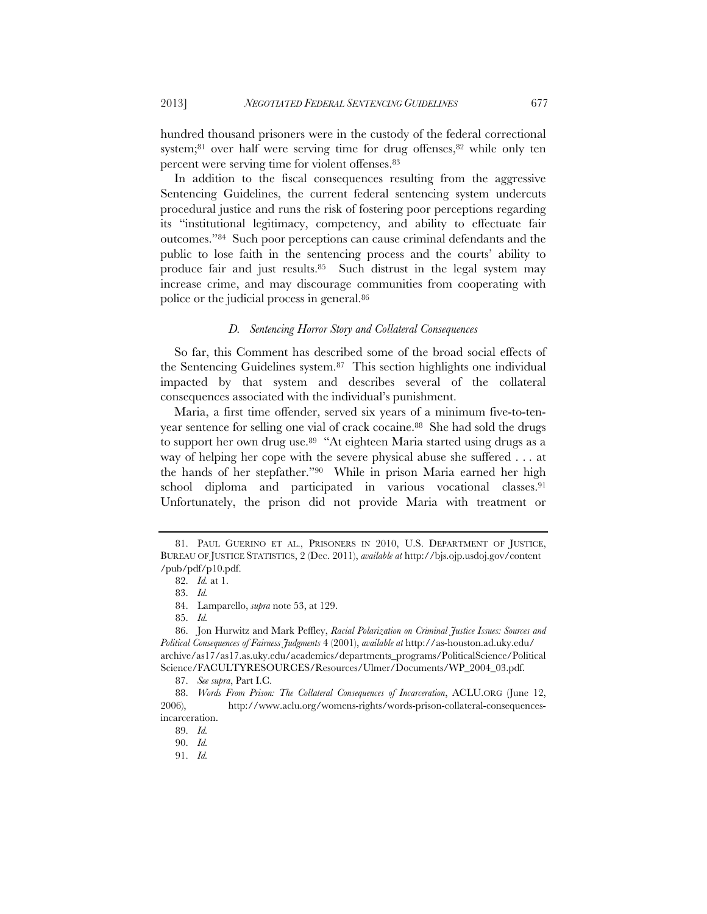hundred thousand prisoners were in the custody of the federal correctional system;[81] over half were serving time for drug offenses,[82] while only ten percent were serving time for violent offenses.[83]

In addition to the fiscal consequences resulting from the aggressive Sentencing Guidelines, the current federal sentencing system undercuts procedural justice and runs the risk of fostering poor perceptions regarding its "institutional legitimacy, competency, and ability to effectuate fair outcomes."[84] Such poor perceptions can cause criminal defendants and the public to lose faith in the sentencing process and the courts' ability to produce fair and just results.[85] Such distrust in the legal system may increase crime, and may discourage communities from cooperating with police or the judicial process in general.[86]

### *D. Sentencing Horror Story and Collateral Consequences*

So far, this Comment has described some of the broad social effects of the Sentencing Guidelines system.[87] This section highlights one individual impacted by that system and describes several of the collateral consequences associated with the individual's punishment.

Maria, a first time offender, served six years of a minimum five-to-ten-year sentence for selling one vial of crack cocaine.[88] She had sold the drugs to support her own drug use.[89] "At eighteen Maria started using drugs as a way of helping her cope with the severe physical abuse she suffered . . . at the hands of her stepfather."[90] While in prison Maria earned her high school diploma and participated in various vocational classes.[91] Unfortunately, the prison did not provide Maria with treatment or

---

81. PAUL GUERINO ET AL., PRISONERS IN 2010, U.S. DEPARTMENT OF JUSTICE, BUREAU OF JUSTICE STATISTICS, 2 (Dec. 2011), *available at* http://bjs.ojp.usdoj.gov/content/pub/pdf/p10.pdf.

82. *Id.* at 1.

83. *Id.*

84. Lamparello, *supra* note 53, at 129.

85. *Id.*

86. Jon Hurwitz and Mark Peffley, *Racial Polarization on Criminal Justice Issues: Sources and Political Consequences of Fairness Judgments* 4 (2001), *available at* http://as-houston.ad.uky.edu/archive/as17/as17.as.uky.edu/academics/departments_programs/PoliticalScience/PoliticalScience/FACULTYRESOURCES/Resources/Ulmer/Documents/WP_2004_03.pdf.

87. *See supra*, Part I.C.

88. *Words From Prison: The Collateral Consequences of Incarceration*, ACLU.ORG (June 12, 2006), http://www.aclu.org/womens-rights/words-prison-collateral-consequences-incarceration.

89. *Id.*

90. *Id.*

91. *Id.*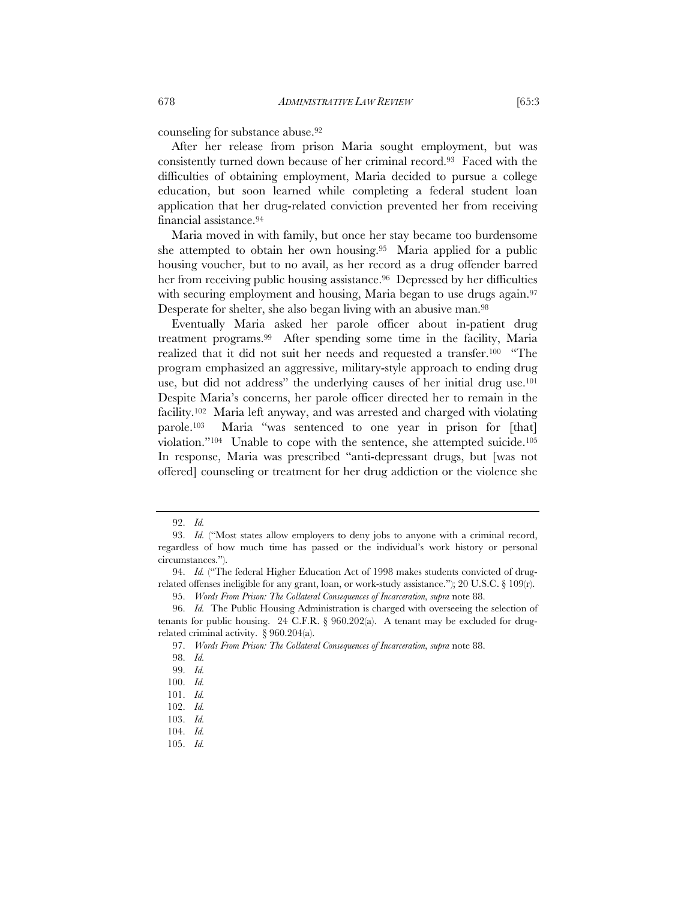counseling for substance abuse.[92]

After her release from prison Maria sought employment, but was consistently turned down because of her criminal record.[93] Faced with the difficulties of obtaining employment, Maria decided to pursue a college education, but soon learned while completing a federal student loan application that her drug-related conviction prevented her from receiving financial assistance.[94]

Maria moved in with family, but once her stay became too burdensome she attempted to obtain her own housing.[95] Maria applied for a public housing voucher, but to no avail, as her record as a drug offender barred her from receiving public housing assistance.[96] Depressed by her difficulties with securing employment and housing, Maria began to use drugs again.[97] Desperate for shelter, she also began living with an abusive man.[98]

Eventually Maria asked her parole officer about in-patient drug treatment programs.[99] After spending some time in the facility, Maria realized that it did not suit her needs and requested a transfer.[100] "The program emphasized an aggressive, military-style approach to ending drug use, but did not address" the underlying causes of her initial drug use.[101] Despite Maria's concerns, her parole officer directed her to remain in the facility.[102] Maria left anyway, and was arrested and charged with violating parole.[103] Maria "was sentenced to one year in prison for [that] violation."[104] Unable to cope with the sentence, she attempted suicide.[105] In response, Maria was prescribed "anti-depressant drugs, but [was not offered] counseling or treatment for her drug addiction or the violence she

---

92. *Id.*

93. *Id.* ("Most states allow employers to deny jobs to anyone with a criminal record, regardless of how much time has passed or the individual's work history or personal circumstances.").

94. *Id.* ("The federal Higher Education Act of 1998 makes students convicted of drug-related offenses ineligible for any grant, loan, or work-study assistance."); 20 U.S.C. § 109(r).

95. *Words From Prison: The Collateral Consequences of Incarceration*, *supra* note 88.

96. *Id.* The Public Housing Administration is charged with overseeing the selection of tenants for public housing. 24 C.F.R. § 960.202(a). A tenant may be excluded for drug-related criminal activity. § 960.204(a).

97. *Words From Prison: The Collateral Consequences of Incarceration*, *supra* note 88.

98. *Id.*

99. *Id.*

100. *Id.*

101. *Id.*

102. *Id.*

103. *Id.*

104. *Id.*

105. *Id.*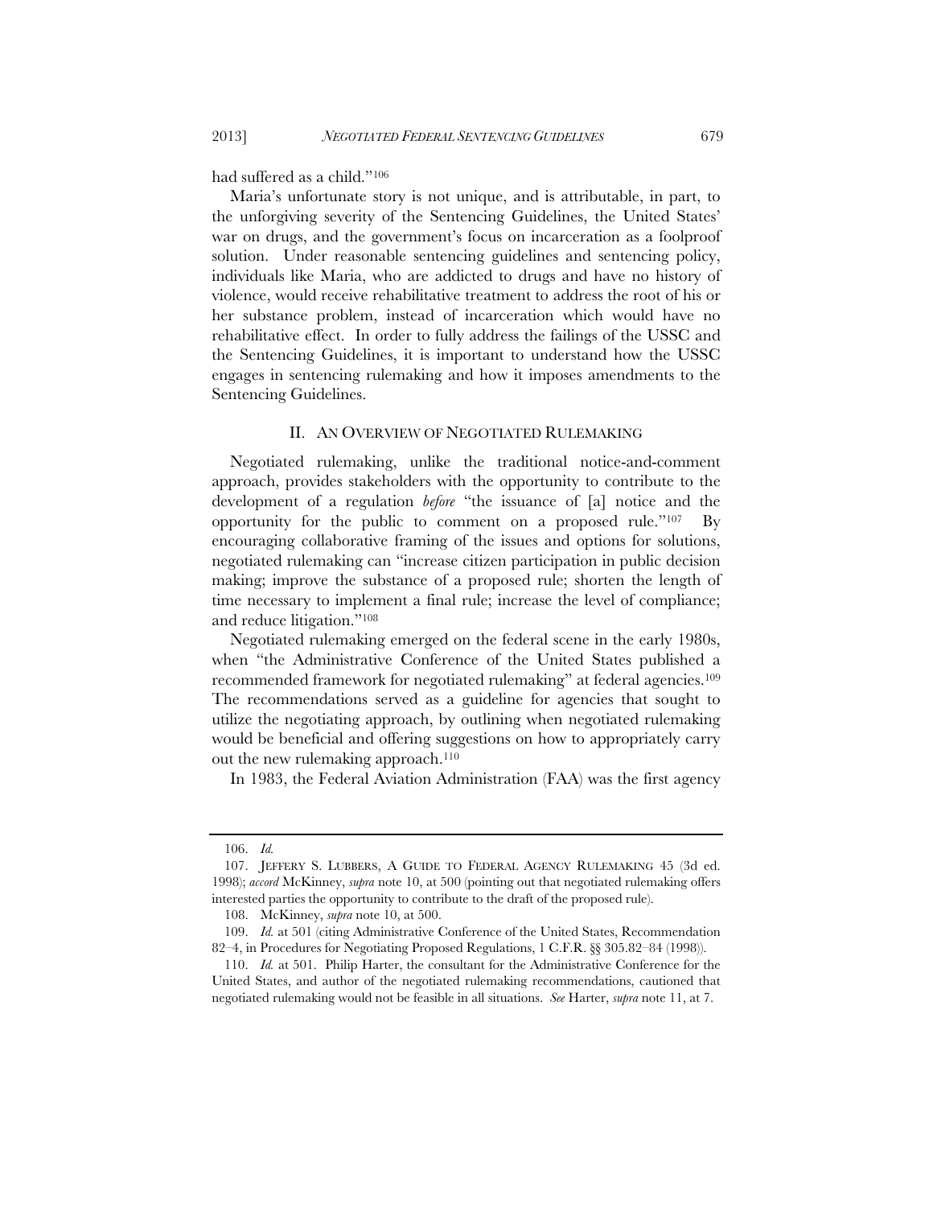had suffered as a child."[106]

Maria's unfortunate story is not unique, and is attributable, in part, to the unforgiving severity of the Sentencing Guidelines, the United States' war on drugs, and the government's focus on incarceration as a foolproof solution. Under reasonable sentencing guidelines and sentencing policy, individuals like Maria, who are addicted to drugs and have no history of violence, would receive rehabilitative treatment to address the root of his or her substance problem, instead of incarceration which would have no rehabilitative effect. In order to fully address the failings of the USSC and the Sentencing Guidelines, it is important to understand how the USSC engages in sentencing rulemaking and how it imposes amendments to the Sentencing Guidelines.

## II. An Overview of Negotiated Rulemaking

Negotiated rulemaking, unlike the traditional notice-and-comment approach, provides stakeholders with the opportunity to contribute to the development of a regulation *before* "the issuance of [a] notice and the opportunity for the public to comment on a proposed rule."[107] By encouraging collaborative framing of the issues and options for solutions, negotiated rulemaking can "increase citizen participation in public decision making; improve the substance of a proposed rule; shorten the length of time necessary to implement a final rule; increase the level of compliance; and reduce litigation."[108]

Negotiated rulemaking emerged on the federal scene in the early 1980s, when "the Administrative Conference of the United States published a recommended framework for negotiated rulemaking" at federal agencies.[109] The recommendations served as a guideline for agencies that sought to utilize the negotiating approach, by outlining when negotiated rulemaking would be beneficial and offering suggestions on how to appropriately carry out the new rulemaking approach.[110]

In 1983, the Federal Aviation Administration (FAA) was the first agency

---

106. *Id.*

107. Jeffery S. Lubbers, A Guide to Federal Agency Rulemaking 45 (3d ed. 1998); *accord* McKinney, *supra* note 10, at 500 (pointing out that negotiated rulemaking offers interested parties the opportunity to contribute to the draft of the proposed rule).

108. McKinney, *supra* note 10, at 500.

109. *Id.* at 501 (citing Administrative Conference of the United States, Recommendation 82–4, in Procedures for Negotiating Proposed Regulations, 1 C.F.R. §§ 305.82–84 (1998)).

110. *Id.* at 501. Philip Harter, the consultant for the Administrative Conference for the United States, and author of the negotiated rulemaking recommendations, cautioned that negotiated rulemaking would not be feasible in all situations. *See* Harter, *supra* note 11, at 7.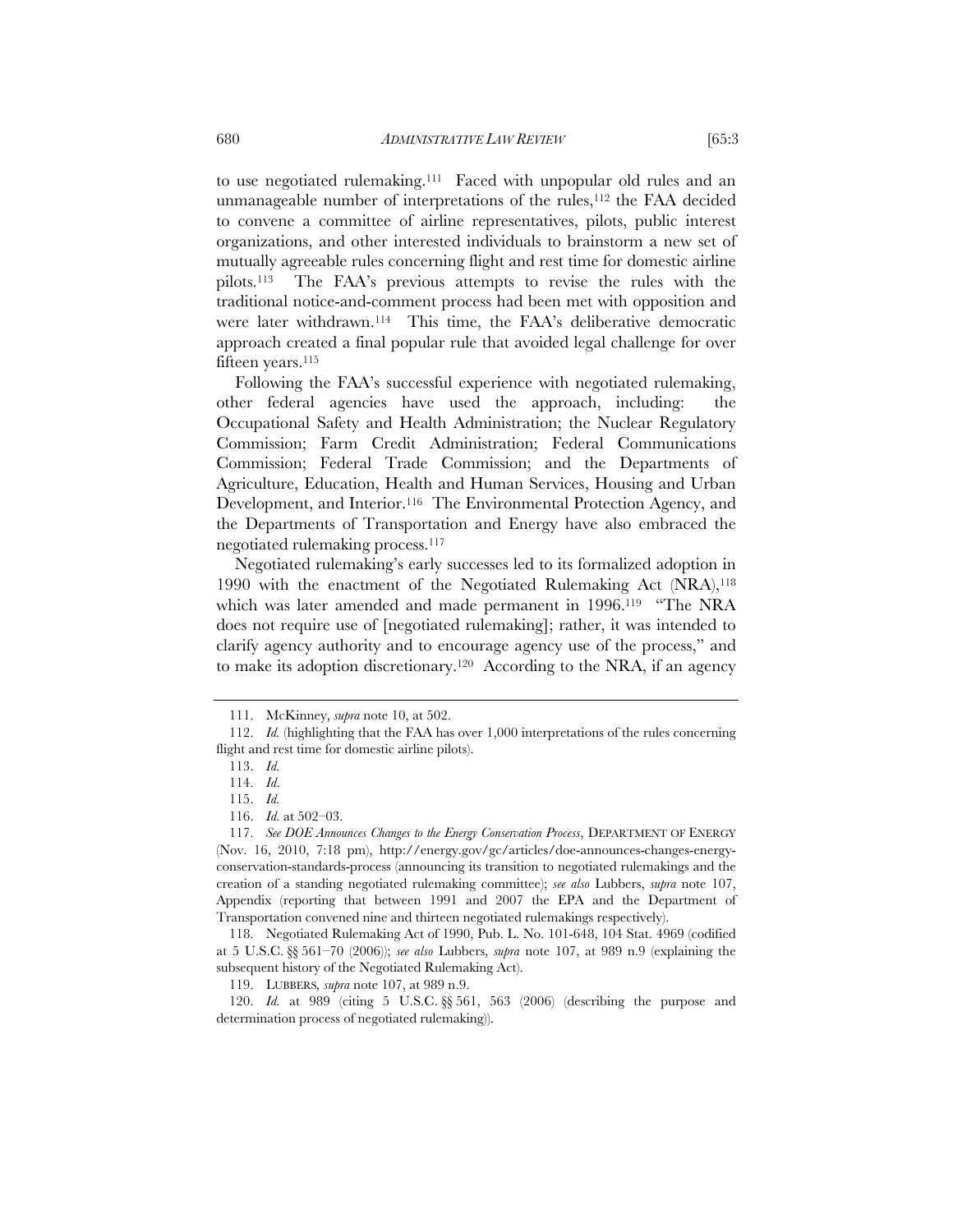to use negotiated rulemaking.[111] Faced with unpopular old rules and an unmanageable number of interpretations of the rules,[112] the FAA decided to convene a committee of airline representatives, pilots, public interest organizations, and other interested individuals to brainstorm a new set of mutually agreeable rules concerning flight and rest time for domestic airline pilots.[113] The FAA's previous attempts to revise the rules with the traditional notice-and-comment process had been met with opposition and were later withdrawn.[114] This time, the FAA's deliberative democratic approach created a final popular rule that avoided legal challenge for over fifteen years.[115]

Following the FAA's successful experience with negotiated rulemaking, other federal agencies have used the approach, including: the Occupational Safety and Health Administration; the Nuclear Regulatory Commission; Farm Credit Administration; Federal Communications Commission; Federal Trade Commission; and the Departments of Agriculture, Education, Health and Human Services, Housing and Urban Development, and Interior.[116] The Environmental Protection Agency, and the Departments of Transportation and Energy have also embraced the negotiated rulemaking process.[117]

Negotiated rulemaking's early successes led to its formalized adoption in 1990 with the enactment of the Negotiated Rulemaking Act (NRA),[118] which was later amended and made permanent in 1996.[119] "The NRA does not require use of [negotiated rulemaking]; rather, it was intended to clarify agency authority and to encourage agency use of the process," and to make its adoption discretionary.[120] According to the NRA, if an agency

---

111. McKinney, *supra* note 10, at 502.

112. *Id.* (highlighting that the FAA has over 1,000 interpretations of the rules concerning flight and rest time for domestic airline pilots).

113. *Id.*

114. *Id*.

115. *Id.*

116. *Id.* at 502–03.

117. *See DOE Announces Changes to the Energy Conservation Process*, DEPARTMENT OF ENERGY (Nov. 16, 2010, 7:18 pm), http://energy.gov/gc/articles/doe-announces-changes-energy-conservation-standards-process (announcing its transition to negotiated rulemakings and the creation of a standing negotiated rulemaking committee); *see also* Lubbers, *supra* note 107, Appendix (reporting that between 1991 and 2007 the EPA and the Department of Transportation convened nine and thirteen negotiated rulemakings respectively).

118. Negotiated Rulemaking Act of 1990, Pub. L. No. 101-648, 104 Stat. 4969 (codified at 5 U.S.C. §§ 561–70 (2006)); *see also* Lubbers, *supra* note 107, at 989 n.9 (explaining the subsequent history of the Negotiated Rulemaking Act).

119. LUBBERS, *supra* note 107, at 989 n.9.

120. *Id.* at 989 (citing 5 U.S.C. §§ 561, 563 (2006) (describing the purpose and determination process of negotiated rulemaking)).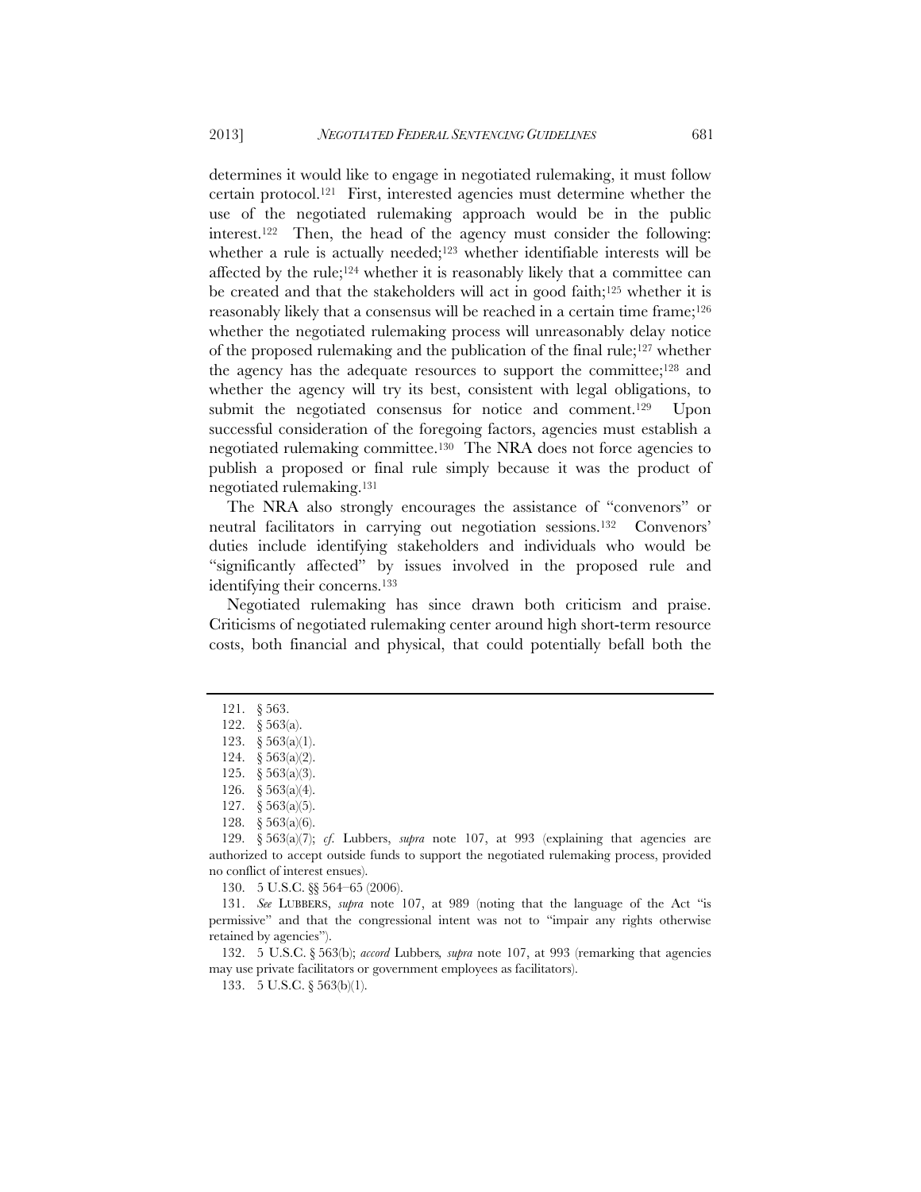determines it would like to engage in negotiated rulemaking, it must follow certain protocol.[121] First, interested agencies must determine whether the use of the negotiated rulemaking approach would be in the public interest.[122] Then, the head of the agency must consider the following: whether a rule is actually needed;[123] whether identifiable interests will be affected by the rule;[124] whether it is reasonably likely that a committee can be created and that the stakeholders will act in good faith;[125] whether it is reasonably likely that a consensus will be reached in a certain time frame;[126] whether the negotiated rulemaking process will unreasonably delay notice of the proposed rulemaking and the publication of the final rule;[127] whether the agency has the adequate resources to support the committee;[128] and whether the agency will try its best, consistent with legal obligations, to submit the negotiated consensus for notice and comment.[129] Upon successful consideration of the foregoing factors, agencies must establish a negotiated rulemaking committee.[130] The NRA does not force agencies to publish a proposed or final rule simply because it was the product of negotiated rulemaking.[131]

The NRA also strongly encourages the assistance of "convenors" or neutral facilitators in carrying out negotiation sessions.[132] Convenors' duties include identifying stakeholders and individuals who would be "significantly affected" by issues involved in the proposed rule and identifying their concerns.[133]

Negotiated rulemaking has since drawn both criticism and praise. Criticisms of negotiated rulemaking center around high short-term resource costs, both financial and physical, that could potentially befall both the

---

121. § 563.

122. § 563(a).

123. § 563(a)(1).

124. § 563(a)(2).

125. § 563(a)(3).

126. § 563(a)(4).

127. § 563(a)(5).

128. § 563(a)(6).

129. § 563(a)(7); *cf.* Lubbers, *supra* note 107, at 993 (explaining that agencies are authorized to accept outside funds to support the negotiated rulemaking process, provided no conflict of interest ensues).

130. 5 U.S.C. §§ 564–65 (2006).

131. *See* LUBBERS, *supra* note 107, at 989 (noting that the language of the Act "is permissive" and that the congressional intent was not to "impair any rights otherwise retained by agencies").

132. 5 U.S.C. § 563(b); *accord* Lubbers*, supra* note 107, at 993 (remarking that agencies may use private facilitators or government employees as facilitators).

133. 5 U.S.C. § 563(b)(1).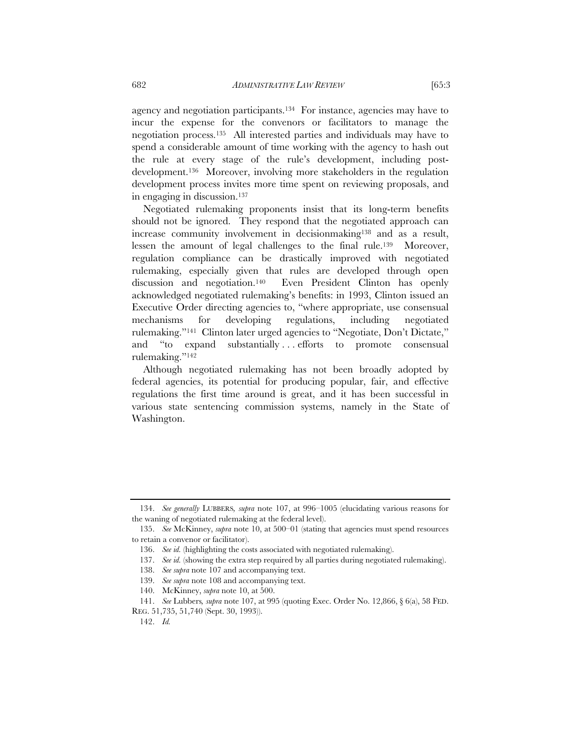agency and negotiation participants.[134] For instance, agencies may have to incur the expense for the convenors or facilitators to manage the negotiation process.[135] All interested parties and individuals may have to spend a considerable amount of time working with the agency to hash out the rule at every stage of the rule's development, including post-development.[136] Moreover, involving more stakeholders in the regulation development process invites more time spent on reviewing proposals, and in engaging in discussion.[137]

Negotiated rulemaking proponents insist that its long-term benefits should not be ignored. They respond that the negotiated approach can increase community involvement in decisionmaking[138] and as a result, lessen the amount of legal challenges to the final rule.[139] Moreover, regulation compliance can be drastically improved with negotiated rulemaking, especially given that rules are developed through open discussion and negotiation.[140] Even President Clinton has openly acknowledged negotiated rulemaking's benefits: in 1993, Clinton issued an Executive Order directing agencies to, "where appropriate, use consensual mechanisms for developing regulations, including negotiated rulemaking."[141] Clinton later urged agencies to "Negotiate, Don't Dictate," and "to expand substantially . . . efforts to promote consensual rulemaking."[142]

Although negotiated rulemaking has not been broadly adopted by federal agencies, its potential for producing popular, fair, and effective regulations the first time around is great, and it has been successful in various state sentencing commission systems, namely in the State of Washington.

---

134. *See generally* LUBBERS, *supra* note 107, at 996–1005 (elucidating various reasons for the waning of negotiated rulemaking at the federal level).

135. *See* McKinney, *supra* note 10, at 500–01 (stating that agencies must spend resources to retain a convenor or facilitator).

136. *See id.* (highlighting the costs associated with negotiated rulemaking).

137. *See id.* (showing the extra step required by all parties during negotiated rulemaking).

138. *See supra* note 107 and accompanying text.

139. *See supra* note 108 and accompanying text.

140. McKinney, *supra* note 10, at 500.

141. *See* Lubbers, *supra* note 107, at 995 (quoting Exec. Order No. 12,866, § 6(a), 58 FED. REG. 51,735, 51,740 (Sept. 30, 1993)).

142. *Id.*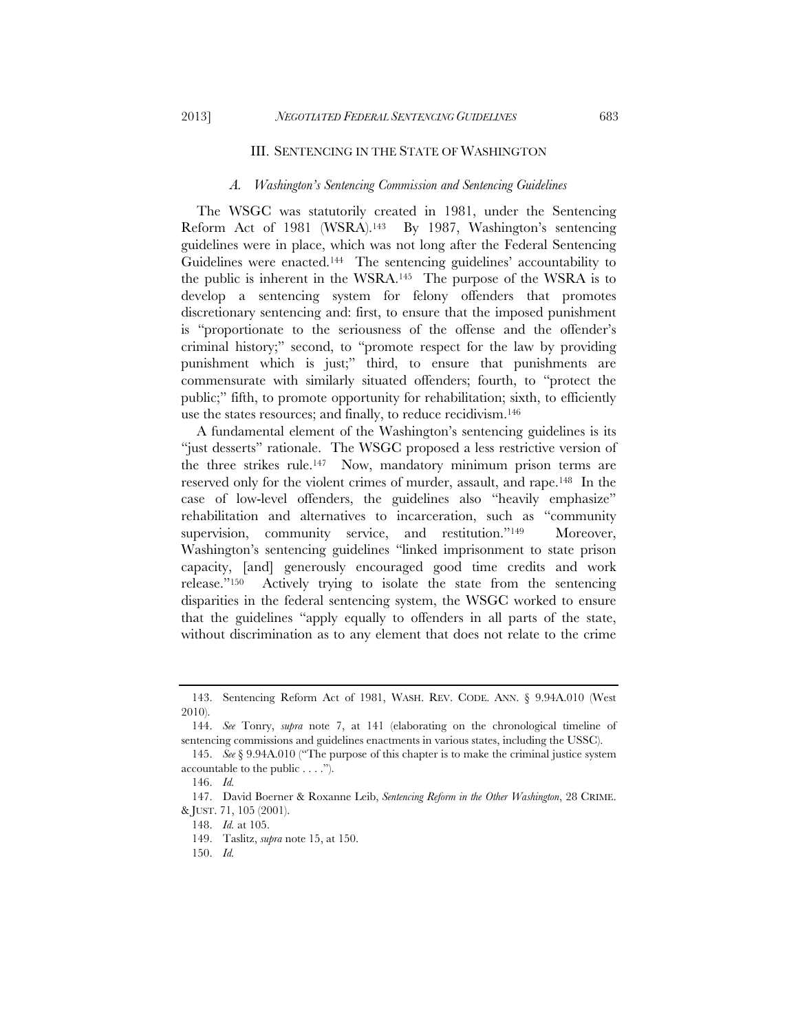## III. Sentencing in the State of Washington

### *A. Washington's Sentencing Commission and Sentencing Guidelines*

The WSGC was statutorily created in 1981, under the Sentencing Reform Act of 1981 (WSRA).[143] By 1987, Washington's sentencing guidelines were in place, which was not long after the Federal Sentencing Guidelines were enacted.[144] The sentencing guidelines' accountability to the public is inherent in the WSRA.[145] The purpose of the WSRA is to develop a sentencing system for felony offenders that promotes discretionary sentencing and: first, to ensure that the imposed punishment is "proportionate to the seriousness of the offense and the offender's criminal history;" second, to "promote respect for the law by providing punishment which is just;" third, to ensure that punishments are commensurate with similarly situated offenders; fourth, to "protect the public;" fifth, to promote opportunity for rehabilitation; sixth, to efficiently use the states resources; and finally, to reduce recidivism.[146]

A fundamental element of the Washington's sentencing guidelines is its "just desserts" rationale. The WSGC proposed a less restrictive version of the three strikes rule.[147] Now, mandatory minimum prison terms are reserved only for the violent crimes of murder, assault, and rape.[148] In the case of low-level offenders, the guidelines also "heavily emphasize" rehabilitation and alternatives to incarceration, such as "community supervision, community service, and restitution."[149] Moreover, Washington's sentencing guidelines "linked imprisonment to state prison capacity, [and] generously encouraged good time credits and work release."[150] Actively trying to isolate the state from the sentencing disparities in the federal sentencing system, the WSGC worked to ensure that the guidelines "apply equally to offenders in all parts of the state, without discrimination as to any element that does not relate to the crime

---

143. Sentencing Reform Act of 1981, WASH. REV. CODE. ANN. § 9.94A.010 (West 2010).

144. *See* Tonry, *supra* note 7, at 141 (elaborating on the chronological timeline of sentencing commissions and guidelines enactments in various states, including the USSC).

145. *See* § 9.94A.010 ("The purpose of this chapter is to make the criminal justice system accountable to the public . . . .").

146. *Id.*

147. David Boerner & Roxanne Leib, *Sentencing Reform in the Other Washington*, 28 CRIME. & JUST. 71, 105 (2001).

148. *Id.* at 105.

149. Taslitz, *supra* note 15, at 150.

150. *Id.*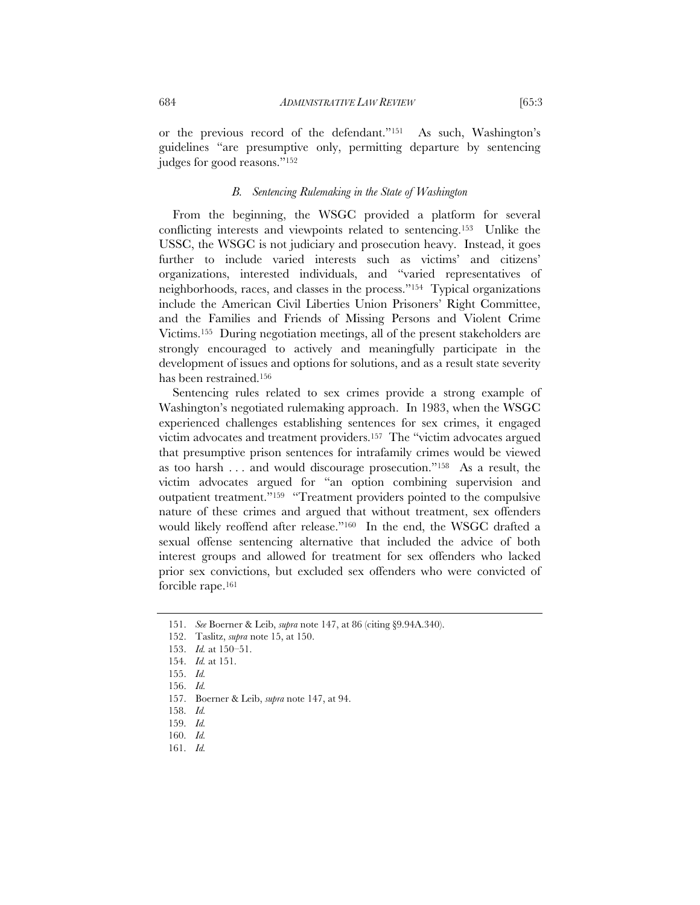or the previous record of the defendant."[151] As such, Washington's guidelines "are presumptive only, permitting departure by sentencing judges for good reasons."[152]

### *B. Sentencing Rulemaking in the State of Washington*

From the beginning, the WSGC provided a platform for several conflicting interests and viewpoints related to sentencing.[153] Unlike the USSC, the WSGC is not judiciary and prosecution heavy. Instead, it goes further to include varied interests such as victims' and citizens' organizations, interested individuals, and "varied representatives of neighborhoods, races, and classes in the process."[154] Typical organizations include the American Civil Liberties Union Prisoners' Right Committee, and the Families and Friends of Missing Persons and Violent Crime Victims.[155] During negotiation meetings, all of the present stakeholders are strongly encouraged to actively and meaningfully participate in the development of issues and options for solutions, and as a result state severity has been restrained.[156]

Sentencing rules related to sex crimes provide a strong example of Washington's negotiated rulemaking approach. In 1983, when the WSGC experienced challenges establishing sentences for sex crimes, it engaged victim advocates and treatment providers.[157] The "victim advocates argued that presumptive prison sentences for intrafamily crimes would be viewed as too harsh . . . and would discourage prosecution."[158] As a result, the victim advocates argued for "an option combining supervision and outpatient treatment."[159] "Treatment providers pointed to the compulsive nature of these crimes and argued that without treatment, sex offenders would likely reoffend after release."[160] In the end, the WSGC drafted a sexual offense sentencing alternative that included the advice of both interest groups and allowed for treatment for sex offenders who lacked prior sex convictions, but excluded sex offenders who were convicted of forcible rape.[161]

---

151. *See* Boerner & Leib, *supra* note 147, at 86 (citing §9.94A.340).

152. Taslitz, *supra* note 15, at 150.

153. *Id.* at 150–51.

154. *Id.* at 151.

155. *Id.*

156. *Id.*

157. Boerner & Leib, *supra* note 147, at 94.

158. *Id.*

159. *Id.*

160. *Id.*

161. *Id.*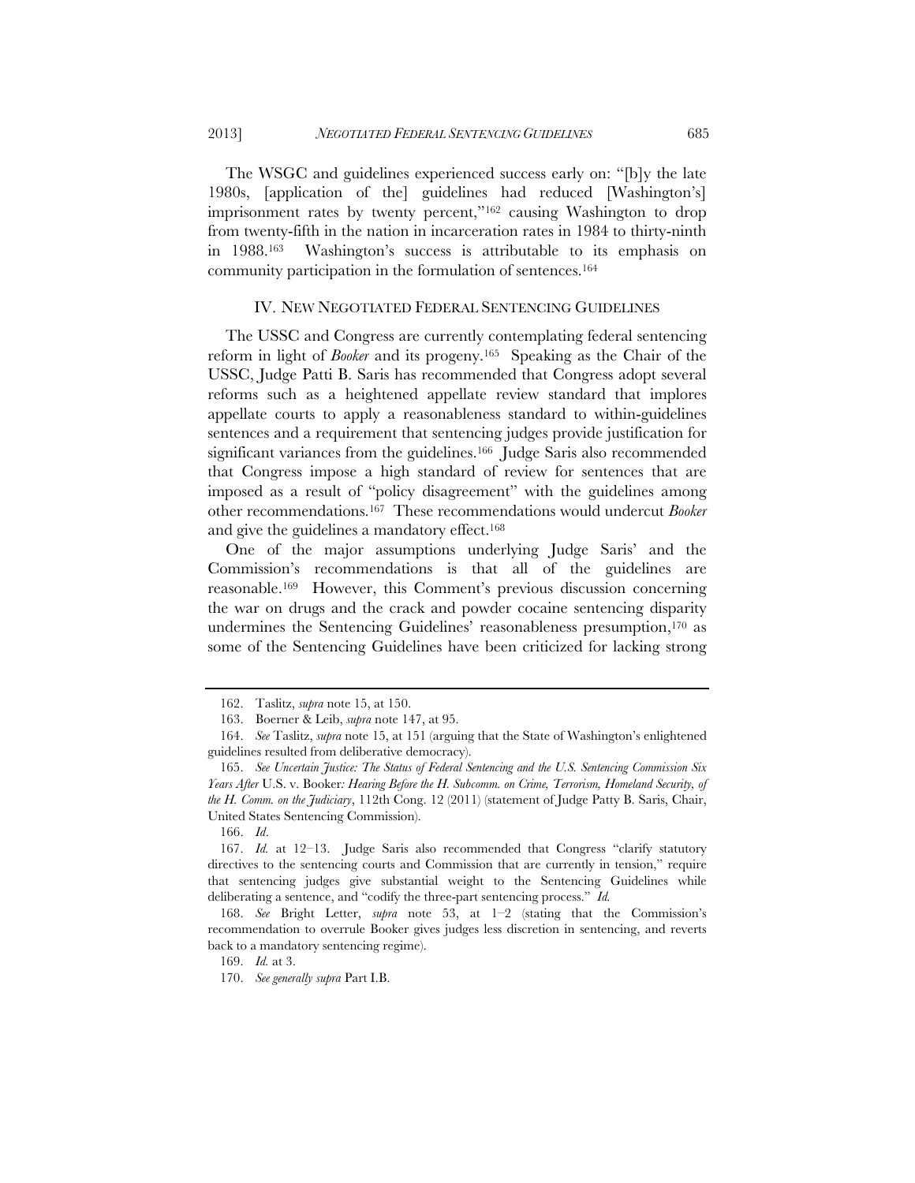The WSGC and guidelines experienced success early on: "[b]y the late 1980s, [application of the] guidelines had reduced [Washington's] imprisonment rates by twenty percent,"[162] causing Washington to drop from twenty-fifth in the nation in incarceration rates in 1984 to thirty-ninth in 1988.[163] Washington's success is attributable to its emphasis on community participation in the formulation of sentences.[164]

## IV. NEW NEGOTIATED FEDERAL SENTENCING GUIDELINES

The USSC and Congress are currently contemplating federal sentencing reform in light of *Booker* and its progeny.[165] Speaking as the Chair of the USSC, Judge Patti B. Saris has recommended that Congress adopt several reforms such as a heightened appellate review standard that implores appellate courts to apply a reasonableness standard to within-guidelines sentences and a requirement that sentencing judges provide justification for significant variances from the guidelines.[166] Judge Saris also recommended that Congress impose a high standard of review for sentences that are imposed as a result of "policy disagreement" with the guidelines among other recommendations.[167] These recommendations would undercut *Booker* and give the guidelines a mandatory effect.[168]

One of the major assumptions underlying Judge Saris' and the Commission's recommendations is that all of the guidelines are reasonable.[169] However, this Comment's previous discussion concerning the war on drugs and the crack and powder cocaine sentencing disparity undermines the Sentencing Guidelines' reasonableness presumption,[170] as some of the Sentencing Guidelines have been criticized for lacking strong

---

162. Taslitz, *supra* note 15, at 150.

163. Boerner & Leib, *supra* note 147, at 95.

164. *See* Taslitz, *supra* note 15, at 151 (arguing that the State of Washington's enlightened guidelines resulted from deliberative democracy).

165. *See Uncertain Justice: The Status of Federal Sentencing and the U.S. Sentencing Commission Six Years After* U.S. v. Booker*: Hearing Before the H. Subcomm. on Crime, Terrorism, Homeland Security, of the H. Comm. on the Judiciary*, 112th Cong. 12 (2011) (statement of Judge Patty B. Saris, Chair, United States Sentencing Commission).

166. *Id*.

167. *Id.* at 12–13. Judge Saris also recommended that Congress "clarify statutory directives to the sentencing courts and Commission that are currently in tension," require that sentencing judges give substantial weight to the Sentencing Guidelines while deliberating a sentence, and "codify the three-part sentencing process." *Id.*

168. *See* Bright Letter, *supra* note 53, at 1–2 (stating that the Commission's recommendation to overrule Booker gives judges less discretion in sentencing, and reverts back to a mandatory sentencing regime).

169. *Id.* at 3.

170. *See generally supra* Part I.B.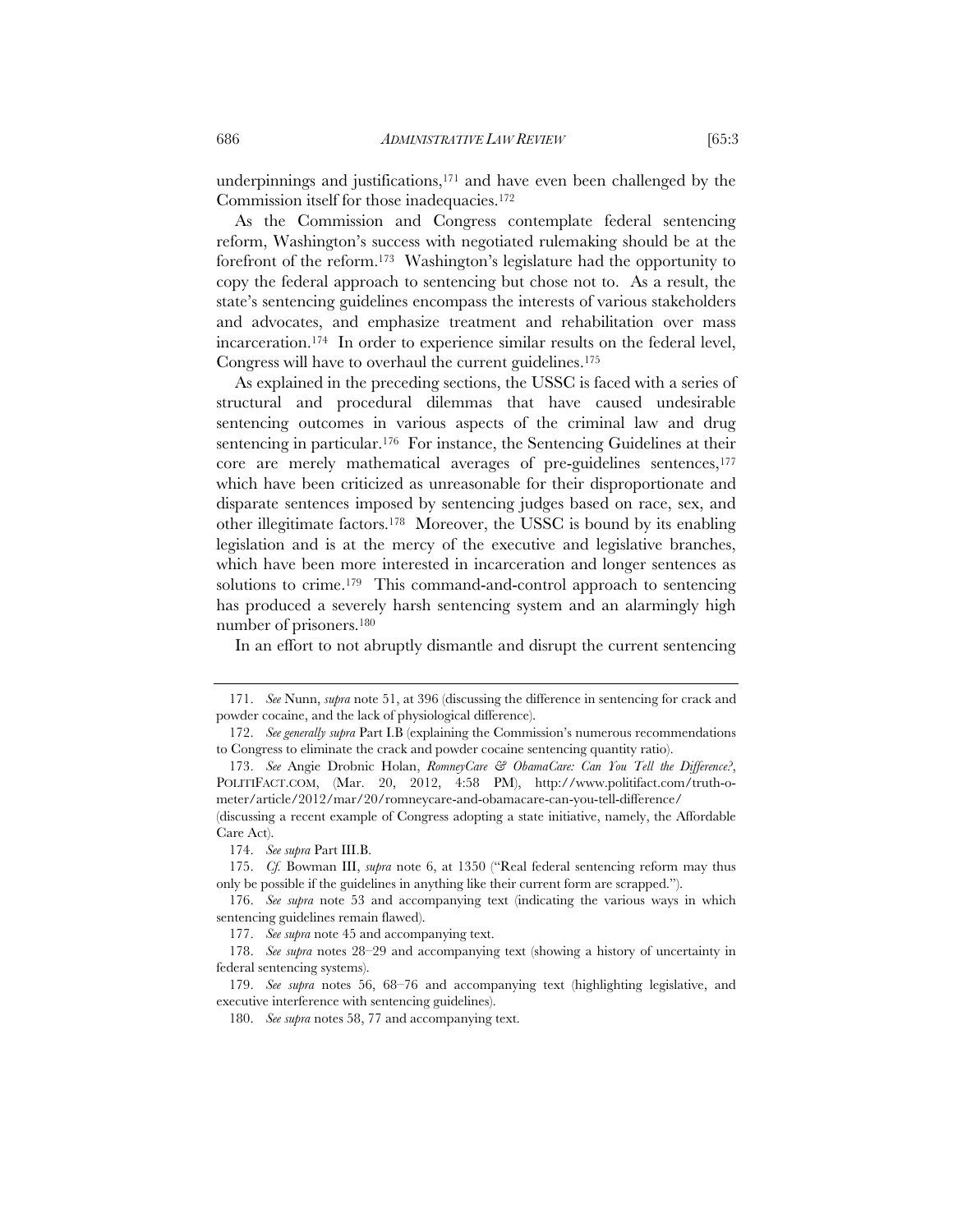underpinnings and justifications,[171] and have even been challenged by the Commission itself for those inadequacies.[172]

As the Commission and Congress contemplate federal sentencing reform, Washington's success with negotiated rulemaking should be at the forefront of the reform.[173] Washington's legislature had the opportunity to copy the federal approach to sentencing but chose not to. As a result, the state's sentencing guidelines encompass the interests of various stakeholders and advocates, and emphasize treatment and rehabilitation over mass incarceration.[174] In order to experience similar results on the federal level, Congress will have to overhaul the current guidelines.[175]

As explained in the preceding sections, the USSC is faced with a series of structural and procedural dilemmas that have caused undesirable sentencing outcomes in various aspects of the criminal law and drug sentencing in particular.[176] For instance, the Sentencing Guidelines at their core are merely mathematical averages of pre-guidelines sentences,[177] which have been criticized as unreasonable for their disproportionate and disparate sentences imposed by sentencing judges based on race, sex, and other illegitimate factors.[178] Moreover, the USSC is bound by its enabling legislation and is at the mercy of the executive and legislative branches, which have been more interested in incarceration and longer sentences as solutions to crime.[179] This command-and-control approach to sentencing has produced a severely harsh sentencing system and an alarmingly high number of prisoners.[180]

In an effort to not abruptly dismantle and disrupt the current sentencing

---

171. *See* Nunn, *supra* note 51, at 396 (discussing the difference in sentencing for crack and powder cocaine, and the lack of physiological difference).

172. *See generally supra* Part I.B (explaining the Commission's numerous recommendations to Congress to eliminate the crack and powder cocaine sentencing quantity ratio).

173. *See* Angie Drobnic Holan, *RomneyCare & ObamaCare: Can You Tell the Difference?*, POLITIFACT.COM, (Mar. 20, 2012, 4:58 PM), http://www.politifact.com/truth-o-meter/article/2012/mar/20/romneycare-and-obamacare-can-you-tell-difference/ (discussing a recent example of Congress adopting a state initiative, namely, the Affordable Care Act).

174. *See supra* Part III.B.

175. *Cf.* Bowman III, *supra* note 6, at 1350 ("Real federal sentencing reform may thus only be possible if the guidelines in anything like their current form are scrapped.").

176. *See supra* note 53 and accompanying text (indicating the various ways in which sentencing guidelines remain flawed).

177. *See supra* note 45 and accompanying text.

178. *See supra* notes 28–29 and accompanying text (showing a history of uncertainty in federal sentencing systems).

179. *See supra* notes 56, 68–76 and accompanying text (highlighting legislative, and executive interference with sentencing guidelines).

180. *See supra* notes 58, 77 and accompanying text.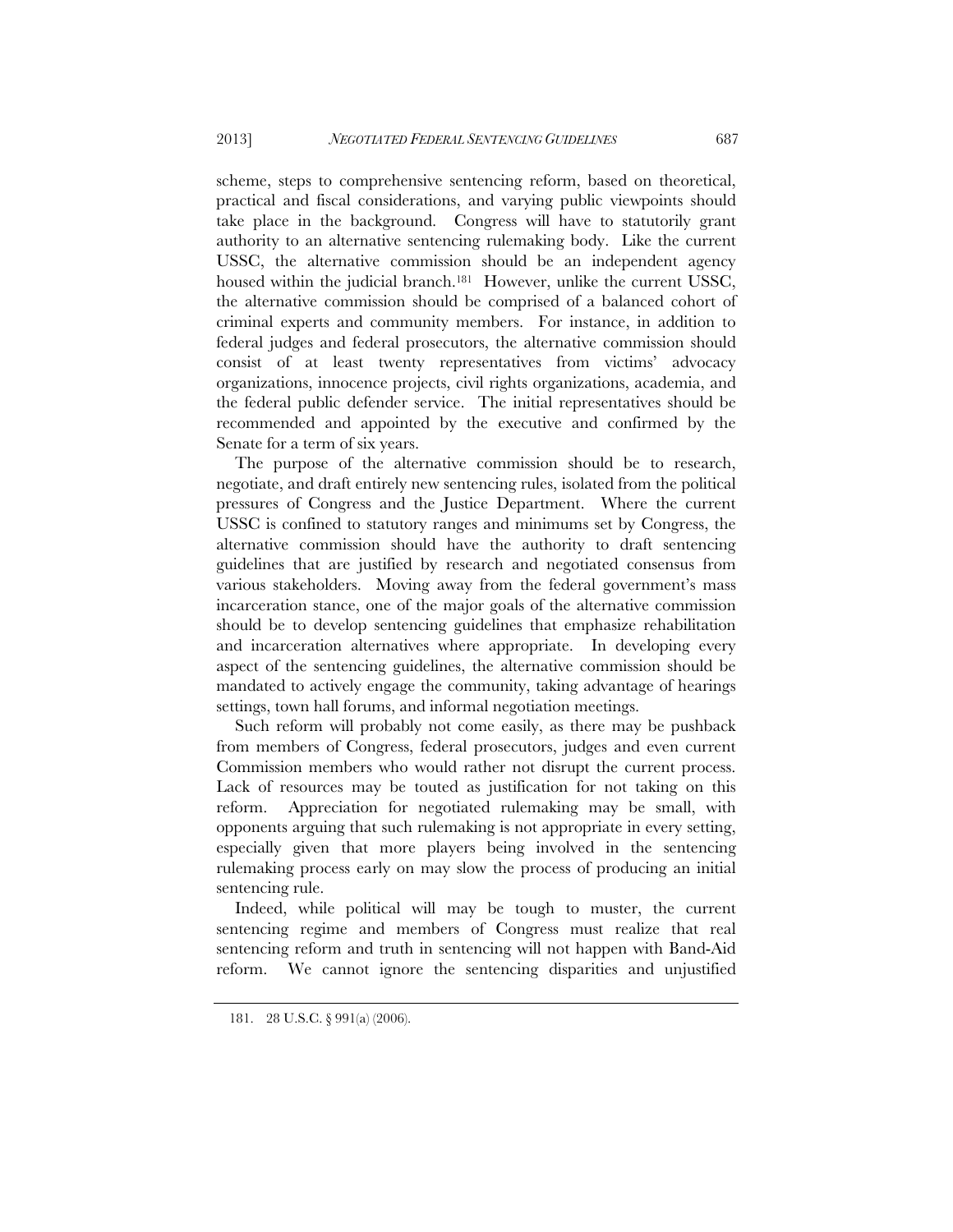scheme, steps to comprehensive sentencing reform, based on theoretical, practical and fiscal considerations, and varying public viewpoints should take place in the background. Congress will have to statutorily grant authority to an alternative sentencing rulemaking body. Like the current USSC, the alternative commission should be an independent agency housed within the judicial branch.[181] However, unlike the current USSC, the alternative commission should be comprised of a balanced cohort of criminal experts and community members. For instance, in addition to federal judges and federal prosecutors, the alternative commission should consist of at least twenty representatives from victims' advocacy organizations, innocence projects, civil rights organizations, academia, and the federal public defender service. The initial representatives should be recommended and appointed by the executive and confirmed by the Senate for a term of six years.

The purpose of the alternative commission should be to research, negotiate, and draft entirely new sentencing rules, isolated from the political pressures of Congress and the Justice Department. Where the current USSC is confined to statutory ranges and minimums set by Congress, the alternative commission should have the authority to draft sentencing guidelines that are justified by research and negotiated consensus from various stakeholders. Moving away from the federal government's mass incarceration stance, one of the major goals of the alternative commission should be to develop sentencing guidelines that emphasize rehabilitation and incarceration alternatives where appropriate. In developing every aspect of the sentencing guidelines, the alternative commission should be mandated to actively engage the community, taking advantage of hearings settings, town hall forums, and informal negotiation meetings.

Such reform will probably not come easily, as there may be pushback from members of Congress, federal prosecutors, judges and even current Commission members who would rather not disrupt the current process. Lack of resources may be touted as justification for not taking on this reform. Appreciation for negotiated rulemaking may be small, with opponents arguing that such rulemaking is not appropriate in every setting, especially given that more players being involved in the sentencing rulemaking process early on may slow the process of producing an initial sentencing rule.

Indeed, while political will may be tough to muster, the current sentencing regime and members of Congress must realize that real sentencing reform and truth in sentencing will not happen with Band-Aid reform. We cannot ignore the sentencing disparities and unjustified

181. 28 U.S.C. § 991(a) (2006).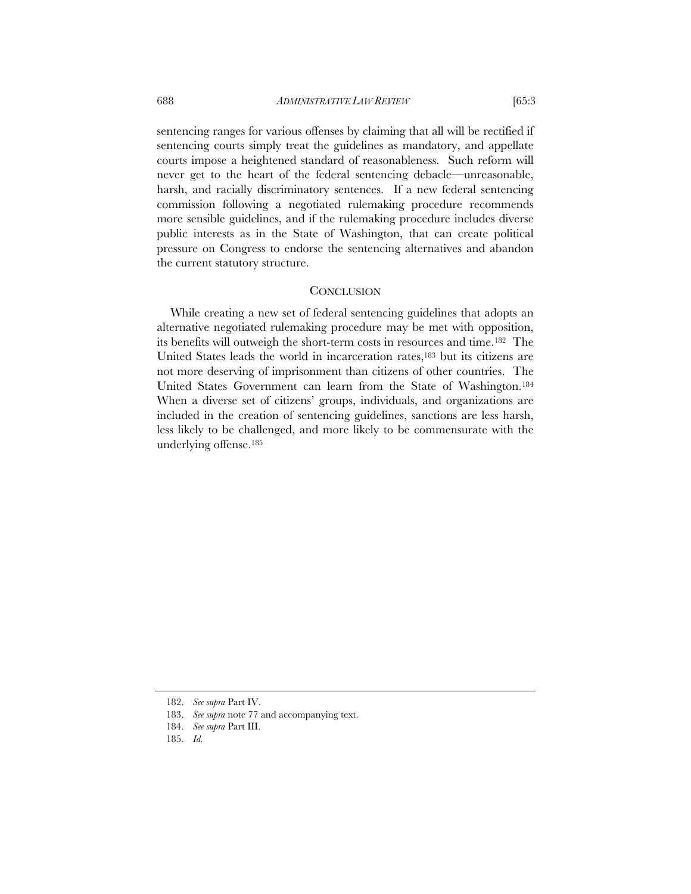sentencing ranges for various offenses by claiming that all will be rectified if sentencing courts simply treat the guidelines as mandatory, and appellate courts impose a heightened standard of reasonableness. Such reform will never get to the heart of the federal sentencing debacle—unreasonable, harsh, and racially discriminatory sentences. If a new federal sentencing commission following a negotiated rulemaking procedure recommends more sensible guidelines, and if the rulemaking procedure includes diverse public interests as in the State of Washington, that can create political pressure on Congress to endorse the sentencing alternatives and abandon the current statutory structure.

## CONCLUSION

While creating a new set of federal sentencing guidelines that adopts an alternative negotiated rulemaking procedure may be met with opposition, its benefits will outweigh the short-term costs in resources and time.[182] The United States leads the world in incarceration rates,[183] but its citizens are not more deserving of imprisonment than citizens of other countries. The United States Government can learn from the State of Washington.[184] When a diverse set of citizens' groups, individuals, and organizations are included in the creation of sentencing guidelines, sanctions are less harsh, less likely to be challenged, and more likely to be commensurate with the underlying offense.[185]

---

182. *See supra* Part IV.

183. *See supra* note 77 and accompanying text.

184. *See supra* Part III.

185. *Id.*